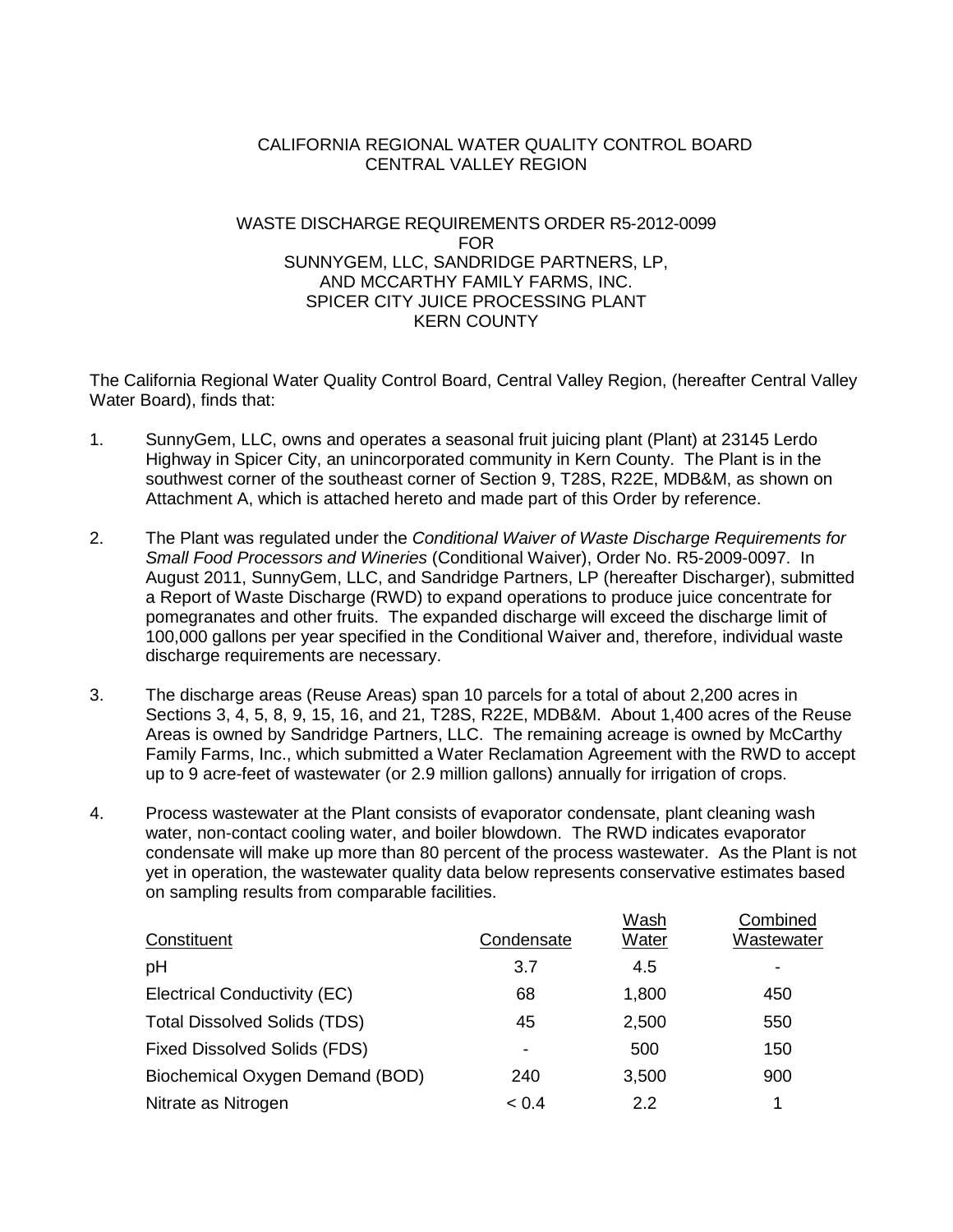CALIFORNIA REGIONAL WATER QUALITY CONTROL BOARD
CENTRAL VALLEY REGION

WASTE DISCHARGE REQUIREMENTS ORDER R5-2012-0099
FOR
SUNNYGEM, LLC, SANDRIDGE PARTNERS, LP,
AND MCCARTHY FAMILY FARMS, INC.
SPICER CITY JUICE PROCESSING PLANT
KERN COUNTY

The California Regional Water Quality Control Board, Central Valley Region, (hereafter Central Valley Water Board), finds that:

1. SunnyGem, LLC, owns and operates a seasonal fruit juicing plant (Plant) at 23145 Lerdo Highway in Spicer City, an unincorporated community in Kern County. The Plant is in the southwest corner of the southeast corner of Section 9, T28S, R22E, MDB&M, as shown on Attachment A, which is attached hereto and made part of this Order by reference.

2. The Plant was regulated under the *Conditional Waiver of Waste Discharge Requirements for Small Food Processors and Wineries* (Conditional Waiver), Order No. R5-2009-0097. In August 2011, SunnyGem, LLC, and Sandridge Partners, LP (hereafter Discharger), submitted a Report of Waste Discharge (RWD) to expand operations to produce juice concentrate for pomegranates and other fruits. The expanded discharge will exceed the discharge limit of 100,000 gallons per year specified in the Conditional Waiver and, therefore, individual waste discharge requirements are necessary.

3. The discharge areas (Reuse Areas) span 10 parcels for a total of about 2,200 acres in Sections 3, 4, 5, 8, 9, 15, 16, and 21, T28S, R22E, MDB&M. About 1,400 acres of the Reuse Areas is owned by Sandridge Partners, LLC. The remaining acreage is owned by McCarthy Family Farms, Inc., which submitted a Water Reclamation Agreement with the RWD to accept up to 9 acre-feet of wastewater (or 2.9 million gallons) annually for irrigation of crops.

4. Process wastewater at the Plant consists of evaporator condensate, plant cleaning wash water, non-contact cooling water, and boiler blowdown. The RWD indicates evaporator condensate will make up more than 80 percent of the process wastewater. As the Plant is not yet in operation, the wastewater quality data below represents conservative estimates based on sampling results from comparable facilities.

| Constituent | Condensate | Wash Water | Combined Wastewater |
|---|---|---|---|
| pH | 3.7 | 4.5 | - |
| Electrical Conductivity (EC) | 68 | 1,800 | 450 |
| Total Dissolved Solids (TDS) | 45 | 2,500 | 550 |
| Fixed Dissolved Solids (FDS) | - | 500 | 150 |
| Biochemical Oxygen Demand (BOD) | 240 | 3,500 | 900 |
| Nitrate as Nitrogen | < 0.4 | 2.2 | 1 |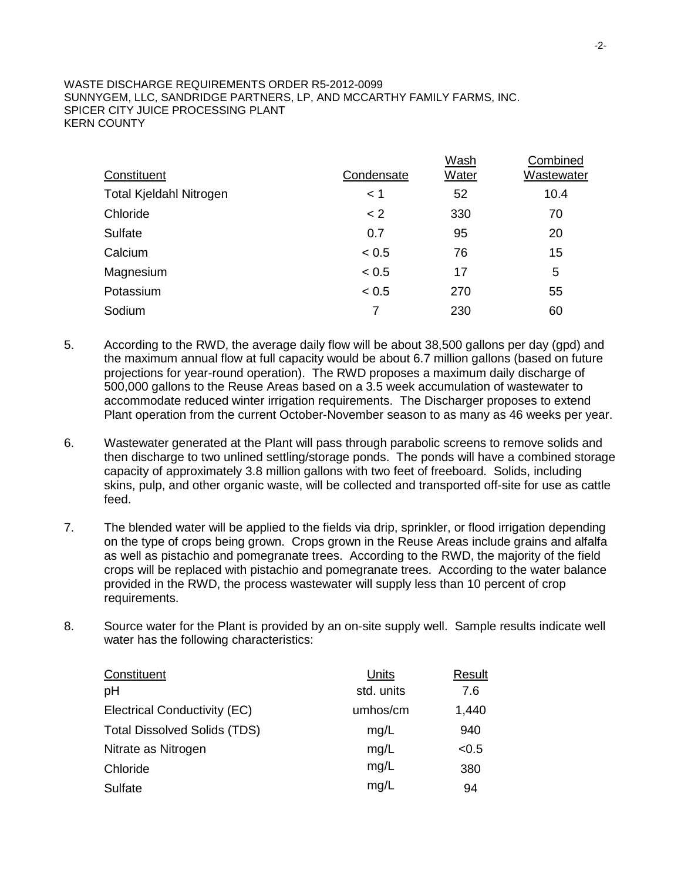| Constituent | Condensate | Wash Water | Combined Wastewater |
|---|---|---|---|
| Total Kjeldahl Nitrogen | < 1 | 52 | 10.4 |
| Chloride | < 2 | 330 | 70 |
| Sulfate | 0.7 | 95 | 20 |
| Calcium | < 0.5 | 76 | 15 |
| Magnesium | < 0.5 | 17 | 5 |
| Potassium | < 0.5 | 270 | 55 |
| Sodium | 7 | 230 | 60 |

5. According to the RWD, the average daily flow will be about 38,500 gallons per day (gpd) and the maximum annual flow at full capacity would be about 6.7 million gallons (based on future projections for year-round operation). The RWD proposes a maximum daily discharge of 500,000 gallons to the Reuse Areas based on a 3.5 week accumulation of wastewater to accommodate reduced winter irrigation requirements. The Discharger proposes to extend Plant operation from the current October-November season to as many as 46 weeks per year.

6. Wastewater generated at the Plant will pass through parabolic screens to remove solids and then discharge to two unlined settling/storage ponds. The ponds will have a combined storage capacity of approximately 3.8 million gallons with two feet of freeboard. Solids, including skins, pulp, and other organic waste, will be collected and transported off-site for use as cattle feed.

7. The blended water will be applied to the fields via drip, sprinkler, or flood irrigation depending on the type of crops being grown. Crops grown in the Reuse Areas include grains and alfalfa as well as pistachio and pomegranate trees. According to the RWD, the majority of the field crops will be replaced with pistachio and pomegranate trees. According to the water balance provided in the RWD, the process wastewater will supply less than 10 percent of crop requirements.

8. Source water for the Plant is provided by an on-site supply well. Sample results indicate well water has the following characteristics:

| Constituent | Units | Result |
|---|---|---|
| pH | std. units | 7.6 |
| Electrical Conductivity (EC) | umhos/cm | 1,440 |
| Total Dissolved Solids (TDS) | mg/L | 940 |
| Nitrate as Nitrogen | mg/L | <0.5 |
| Chloride | mg/L | 380 |
| Sulfate | mg/L | 94 |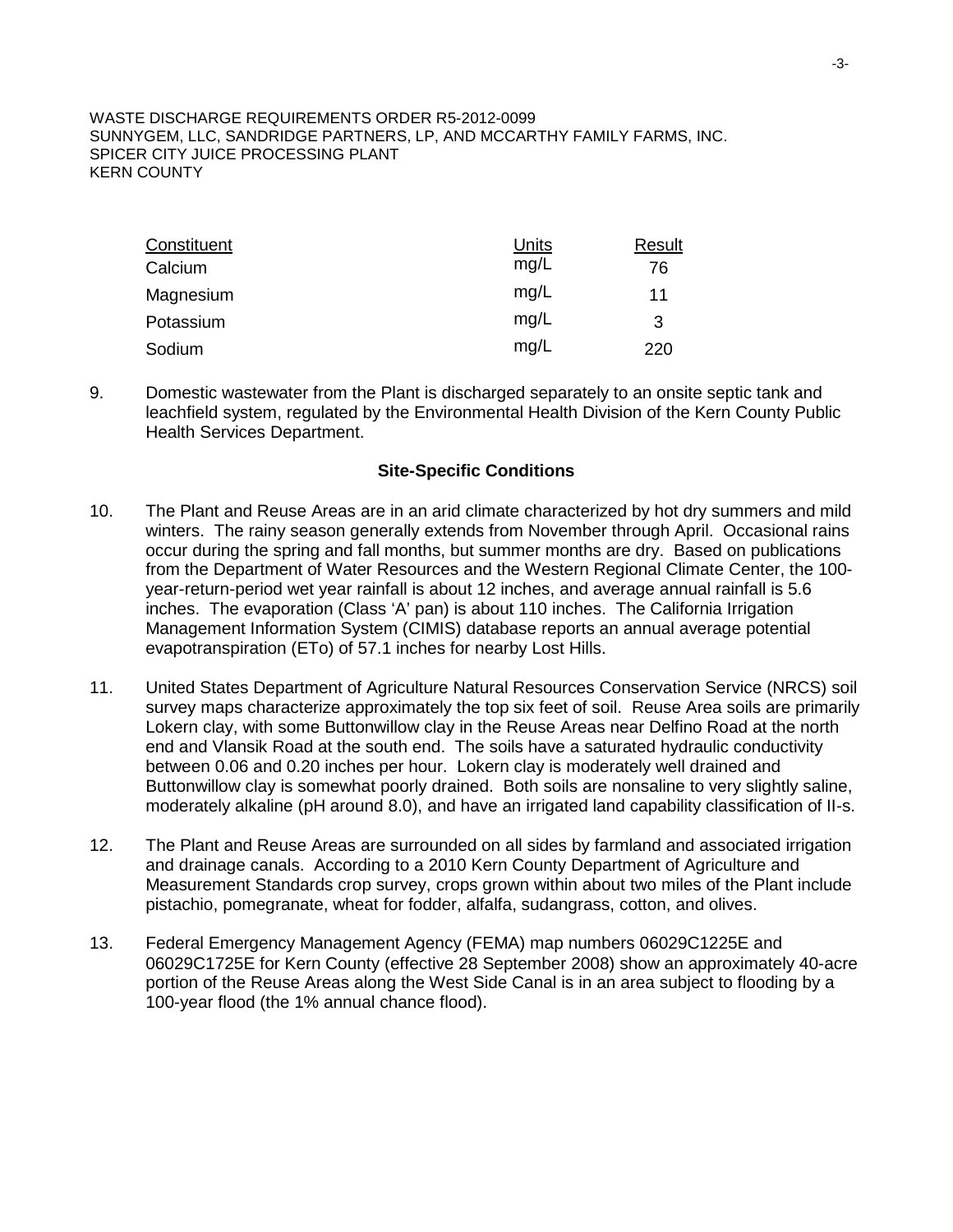| Constituent | Units | Result |
|---|---|---|
| Calcium | mg/L | 76 |
| Magnesium | mg/L | 11 |
| Potassium | mg/L | 3 |
| Sodium | mg/L | 220 |

9. Domestic wastewater from the Plant is discharged separately to an onsite septic tank and leachfield system, regulated by the Environmental Health Division of the Kern County Public Health Services Department.

## Site-Specific Conditions

10. The Plant and Reuse Areas are in an arid climate characterized by hot dry summers and mild winters. The rainy season generally extends from November through April. Occasional rains occur during the spring and fall months, but summer months are dry. Based on publications from the Department of Water Resources and the Western Regional Climate Center, the 100-year-return-period wet year rainfall is about 12 inches, and average annual rainfall is 5.6 inches. The evaporation (Class 'A' pan) is about 110 inches. The California Irrigation Management Information System (CIMIS) database reports an annual average potential evapotranspiration (ETo) of 57.1 inches for nearby Lost Hills.

11. United States Department of Agriculture Natural Resources Conservation Service (NRCS) soil survey maps characterize approximately the top six feet of soil. Reuse Area soils are primarily Lokern clay, with some Buttonwillow clay in the Reuse Areas near Delfino Road at the north end and Vlansik Road at the south end. The soils have a saturated hydraulic conductivity between 0.06 and 0.20 inches per hour. Lokern clay is moderately well drained and Buttonwillow clay is somewhat poorly drained. Both soils are nonsaline to very slightly saline, moderately alkaline (pH around 8.0), and have an irrigated land capability classification of II-s.

12. The Plant and Reuse Areas are surrounded on all sides by farmland and associated irrigation and drainage canals. According to a 2010 Kern County Department of Agriculture and Measurement Standards crop survey, crops grown within about two miles of the Plant include pistachio, pomegranate, wheat for fodder, alfalfa, sudangrass, cotton, and olives.

13. Federal Emergency Management Agency (FEMA) map numbers 06029C1225E and 06029C1725E for Kern County (effective 28 September 2008) show an approximately 40-acre portion of the Reuse Areas along the West Side Canal is in an area subject to flooding by a 100-year flood (the 1% annual chance flood).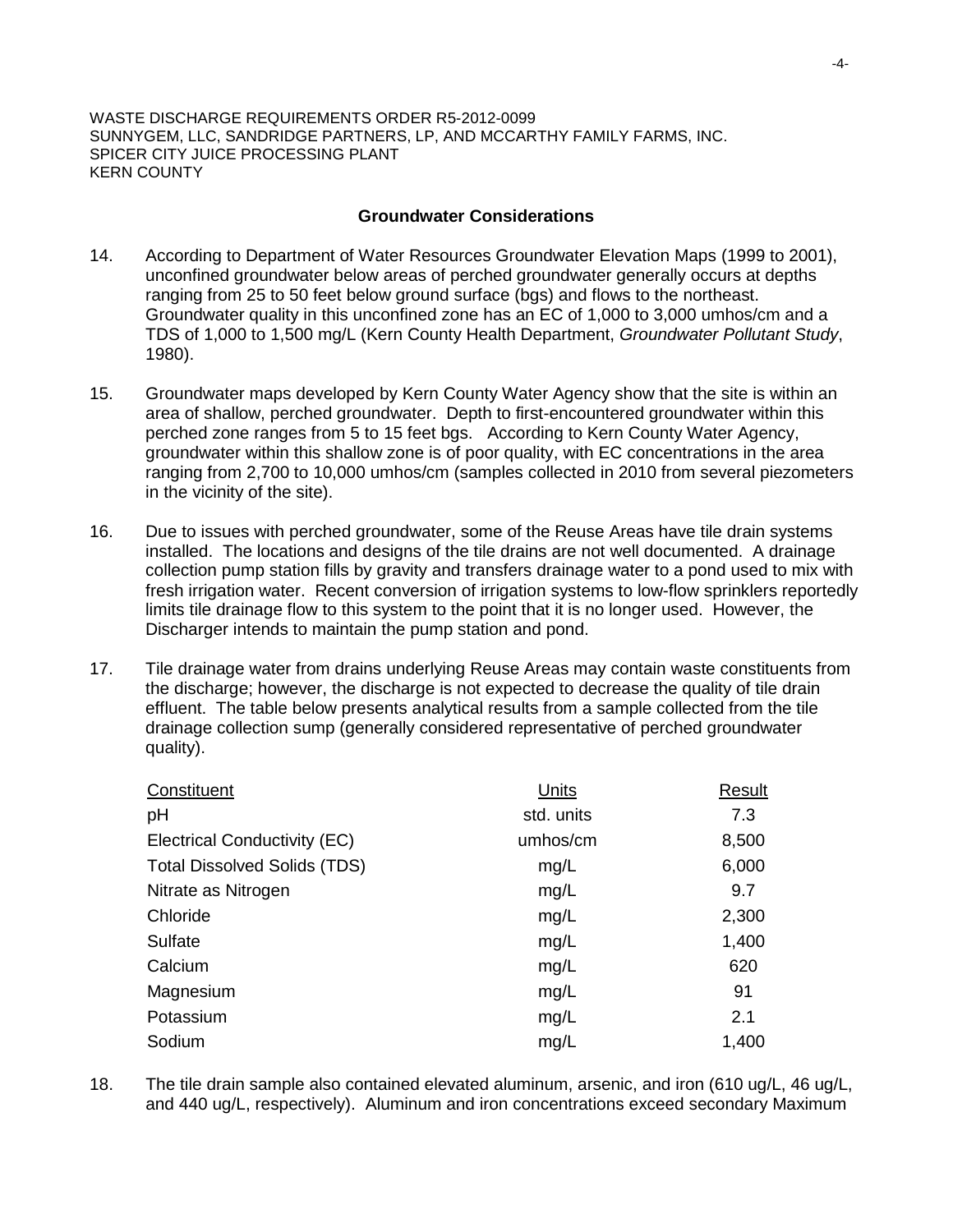### Groundwater Considerations

14. According to Department of Water Resources Groundwater Elevation Maps (1999 to 2001), unconfined groundwater below areas of perched groundwater generally occurs at depths ranging from 25 to 50 feet below ground surface (bgs) and flows to the northeast. Groundwater quality in this unconfined zone has an EC of 1,000 to 3,000 umhos/cm and a TDS of 1,000 to 1,500 mg/L (Kern County Health Department, *Groundwater Pollutant Study*, 1980).

15. Groundwater maps developed by Kern County Water Agency show that the site is within an area of shallow, perched groundwater. Depth to first-encountered groundwater within this perched zone ranges from 5 to 15 feet bgs. According to Kern County Water Agency, groundwater within this shallow zone is of poor quality, with EC concentrations in the area ranging from 2,700 to 10,000 umhos/cm (samples collected in 2010 from several piezometers in the vicinity of the site).

16. Due to issues with perched groundwater, some of the Reuse Areas have tile drain systems installed. The locations and designs of the tile drains are not well documented. A drainage collection pump station fills by gravity and transfers drainage water to a pond used to mix with fresh irrigation water. Recent conversion of irrigation systems to low-flow sprinklers reportedly limits tile drainage flow to this system to the point that it is no longer used. However, the Discharger intends to maintain the pump station and pond.

17. Tile drainage water from drains underlying Reuse Areas may contain waste constituents from the discharge; however, the discharge is not expected to decrease the quality of tile drain effluent. The table below presents analytical results from a sample collected from the tile drainage collection sump (generally considered representative of perched groundwater quality).

| Constituent | Units | Result |
|---|---|---|
| pH | std. units | 7.3 |
| Electrical Conductivity (EC) | umhos/cm | 8,500 |
| Total Dissolved Solids (TDS) | mg/L | 6,000 |
| Nitrate as Nitrogen | mg/L | 9.7 |
| Chloride | mg/L | 2,300 |
| Sulfate | mg/L | 1,400 |
| Calcium | mg/L | 620 |
| Magnesium | mg/L | 91 |
| Potassium | mg/L | 2.1 |
| Sodium | mg/L | 1,400 |

18. The tile drain sample also contained elevated aluminum, arsenic, and iron (610 ug/L, 46 ug/L, and 440 ug/L, respectively). Aluminum and iron concentrations exceed secondary Maximum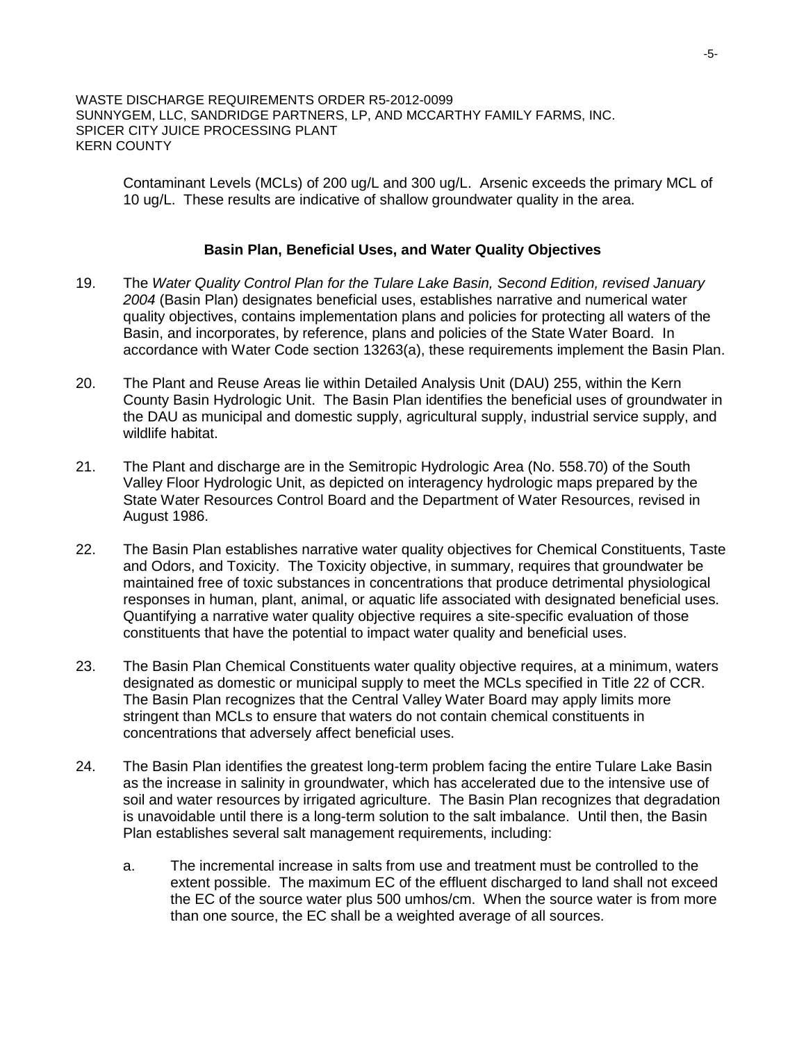Contaminant Levels (MCLs) of 200 ug/L and 300 ug/L. Arsenic exceeds the primary MCL of 10 ug/L. These results are indicative of shallow groundwater quality in the area.

**Basin Plan, Beneficial Uses, and Water Quality Objectives**

19. The *Water Quality Control Plan for the Tulare Lake Basin, Second Edition, revised January 2004* (Basin Plan) designates beneficial uses, establishes narrative and numerical water quality objectives, contains implementation plans and policies for protecting all waters of the Basin, and incorporates, by reference, plans and policies of the State Water Board. In accordance with Water Code section 13263(a), these requirements implement the Basin Plan.

20. The Plant and Reuse Areas lie within Detailed Analysis Unit (DAU) 255, within the Kern County Basin Hydrologic Unit. The Basin Plan identifies the beneficial uses of groundwater in the DAU as municipal and domestic supply, agricultural supply, industrial service supply, and wildlife habitat.

21. The Plant and discharge are in the Semitropic Hydrologic Area (No. 558.70) of the South Valley Floor Hydrologic Unit, as depicted on interagency hydrologic maps prepared by the State Water Resources Control Board and the Department of Water Resources, revised in August 1986.

22. The Basin Plan establishes narrative water quality objectives for Chemical Constituents, Taste and Odors, and Toxicity. The Toxicity objective, in summary, requires that groundwater be maintained free of toxic substances in concentrations that produce detrimental physiological responses in human, plant, animal, or aquatic life associated with designated beneficial uses. Quantifying a narrative water quality objective requires a site-specific evaluation of those constituents that have the potential to impact water quality and beneficial uses.

23. The Basin Plan Chemical Constituents water quality objective requires, at a minimum, waters designated as domestic or municipal supply to meet the MCLs specified in Title 22 of CCR. The Basin Plan recognizes that the Central Valley Water Board may apply limits more stringent than MCLs to ensure that waters do not contain chemical constituents in concentrations that adversely affect beneficial uses.

24. The Basin Plan identifies the greatest long-term problem facing the entire Tulare Lake Basin as the increase in salinity in groundwater, which has accelerated due to the intensive use of soil and water resources by irrigated agriculture. The Basin Plan recognizes that degradation is unavoidable until there is a long-term solution to the salt imbalance. Until then, the Basin Plan establishes several salt management requirements, including:

    a. The incremental increase in salts from use and treatment must be controlled to the extent possible. The maximum EC of the effluent discharged to land shall not exceed the EC of the source water plus 500 umhos/cm. When the source water is from more than one source, the EC shall be a weighted average of all sources.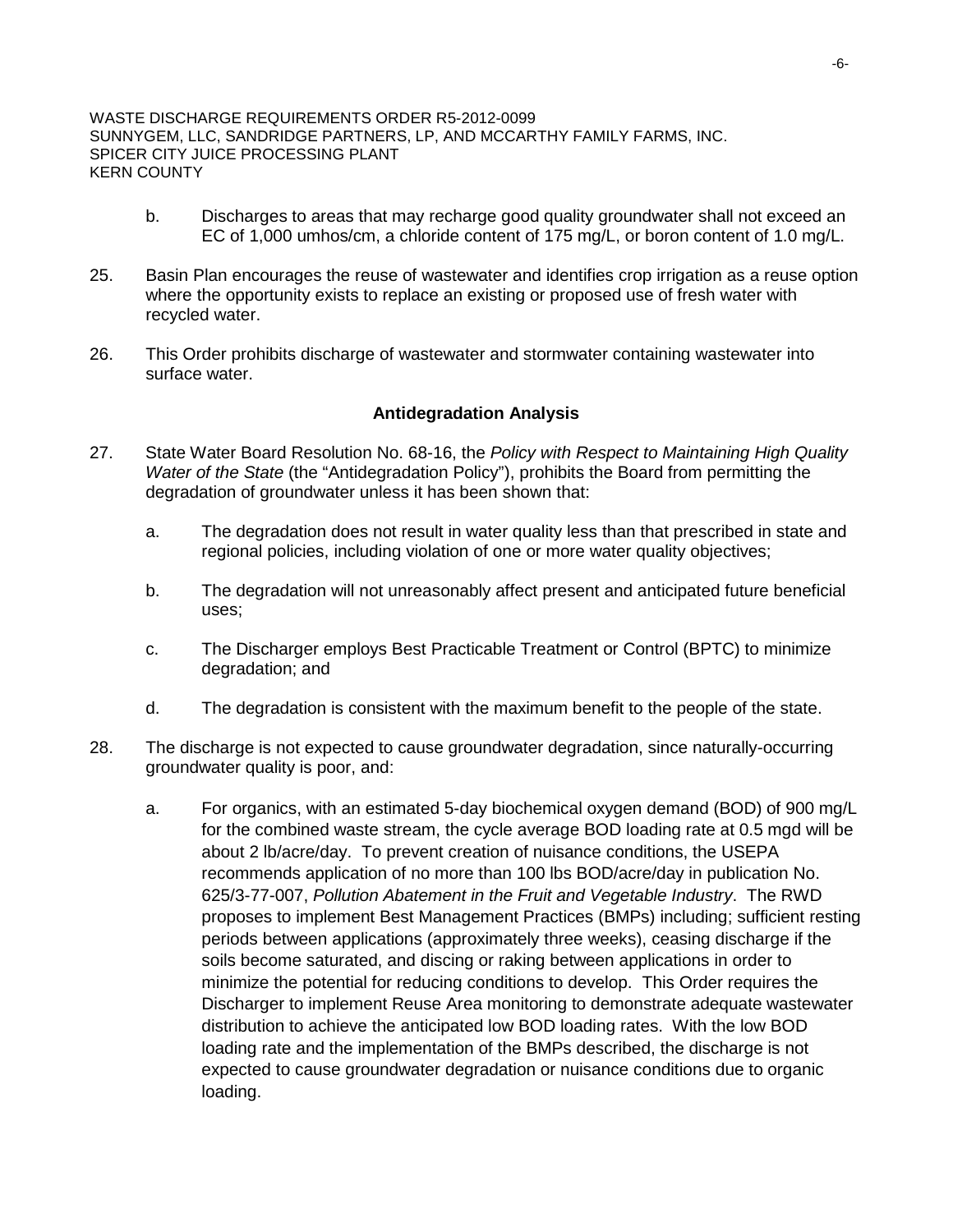b. Discharges to areas that may recharge good quality groundwater shall not exceed an EC of 1,000 umhos/cm, a chloride content of 175 mg/L, or boron content of 1.0 mg/L.

25. Basin Plan encourages the reuse of wastewater and identifies crop irrigation as a reuse option where the opportunity exists to replace an existing or proposed use of fresh water with recycled water.

26. This Order prohibits discharge of wastewater and stormwater containing wastewater into surface water.

**Antidegradation Analysis**

27. State Water Board Resolution No. 68-16, the *Policy with Respect to Maintaining High Quality Water of the State* (the "Antidegradation Policy"), prohibits the Board from permitting the degradation of groundwater unless it has been shown that:

    a. The degradation does not result in water quality less than that prescribed in state and regional policies, including violation of one or more water quality objectives;

    b. The degradation will not unreasonably affect present and anticipated future beneficial uses;

    c. The Discharger employs Best Practicable Treatment or Control (BPTC) to minimize degradation; and

    d. The degradation is consistent with the maximum benefit to the people of the state.

28. The discharge is not expected to cause groundwater degradation, since naturally-occurring groundwater quality is poor, and:

    a. For organics, with an estimated 5-day biochemical oxygen demand (BOD) of 900 mg/L for the combined waste stream, the cycle average BOD loading rate at 0.5 mgd will be about 2 lb/acre/day. To prevent creation of nuisance conditions, the USEPA recommends application of no more than 100 lbs BOD/acre/day in publication No. 625/3-77-007, *Pollution Abatement in the Fruit and Vegetable Industry*. The RWD proposes to implement Best Management Practices (BMPs) including; sufficient resting periods between applications (approximately three weeks), ceasing discharge if the soils become saturated, and discing or raking between applications in order to minimize the potential for reducing conditions to develop. This Order requires the Discharger to implement Reuse Area monitoring to demonstrate adequate wastewater distribution to achieve the anticipated low BOD loading rates. With the low BOD loading rate and the implementation of the BMPs described, the discharge is not expected to cause groundwater degradation or nuisance conditions due to organic loading.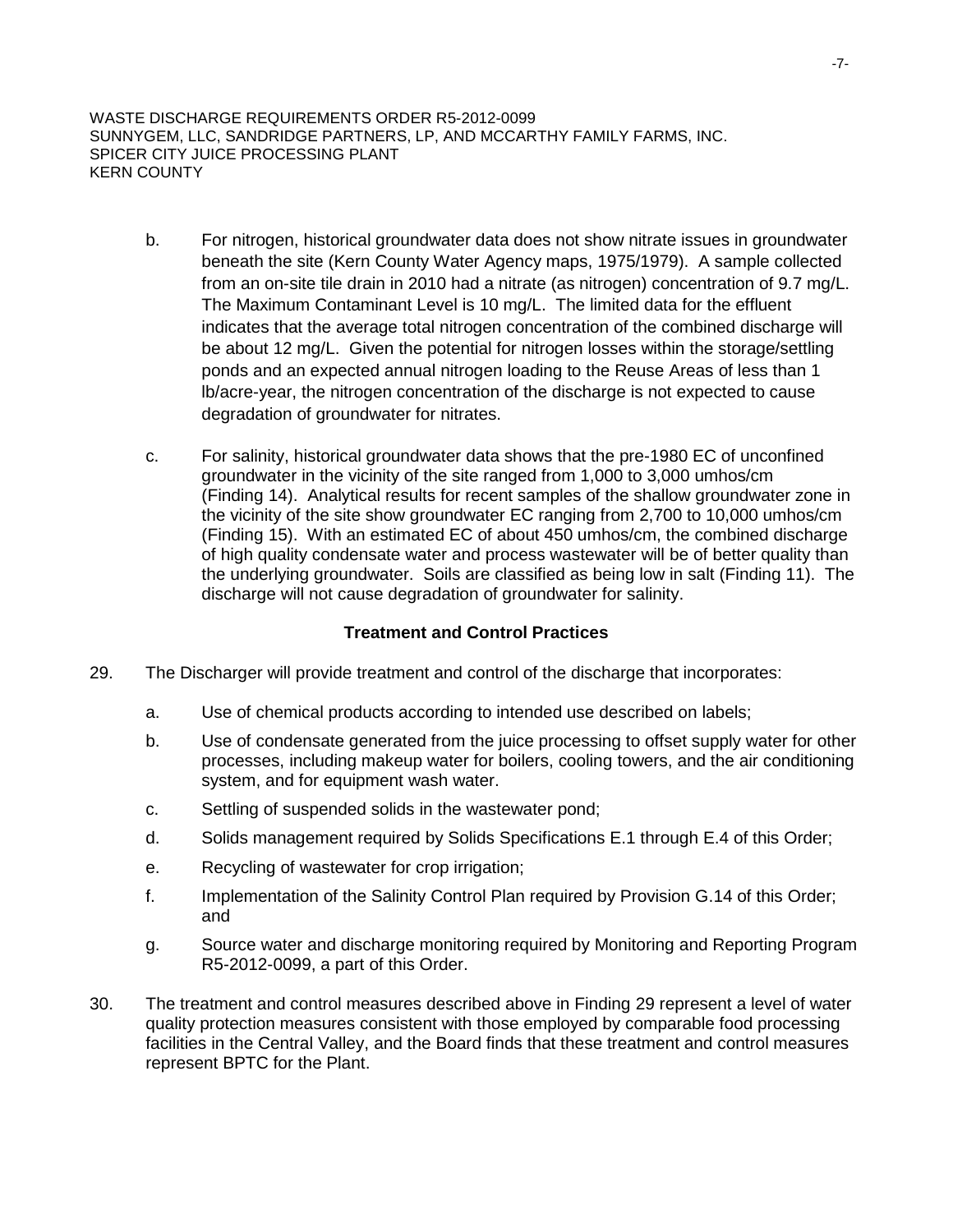b. For nitrogen, historical groundwater data does not show nitrate issues in groundwater beneath the site (Kern County Water Agency maps, 1975/1979). A sample collected from an on-site tile drain in 2010 had a nitrate (as nitrogen) concentration of 9.7 mg/L. The Maximum Contaminant Level is 10 mg/L. The limited data for the effluent indicates that the average total nitrogen concentration of the combined discharge will be about 12 mg/L. Given the potential for nitrogen losses within the storage/settling ponds and an expected annual nitrogen loading to the Reuse Areas of less than 1 lb/acre-year, the nitrogen concentration of the discharge is not expected to cause degradation of groundwater for nitrates.

c. For salinity, historical groundwater data shows that the pre-1980 EC of unconfined groundwater in the vicinity of the site ranged from 1,000 to 3,000 umhos/cm (Finding 14). Analytical results for recent samples of the shallow groundwater zone in the vicinity of the site show groundwater EC ranging from 2,700 to 10,000 umhos/cm (Finding 15). With an estimated EC of about 450 umhos/cm, the combined discharge of high quality condensate water and process wastewater will be of better quality than the underlying groundwater. Soils are classified as being low in salt (Finding 11). The discharge will not cause degradation of groundwater for salinity.

**Treatment and Control Practices**

29. The Discharger will provide treatment and control of the discharge that incorporates:

    a. Use of chemical products according to intended use described on labels;

    b. Use of condensate generated from the juice processing to offset supply water for other processes, including makeup water for boilers, cooling towers, and the air conditioning system, and for equipment wash water.

    c. Settling of suspended solids in the wastewater pond;

    d. Solids management required by Solids Specifications E.1 through E.4 of this Order;

    e. Recycling of wastewater for crop irrigation;

    f. Implementation of the Salinity Control Plan required by Provision G.14 of this Order; and

    g. Source water and discharge monitoring required by Monitoring and Reporting Program R5-2012-0099, a part of this Order.

30. The treatment and control measures described above in Finding 29 represent a level of water quality protection measures consistent with those employed by comparable food processing facilities in the Central Valley, and the Board finds that these treatment and control measures represent BPTC for the Plant.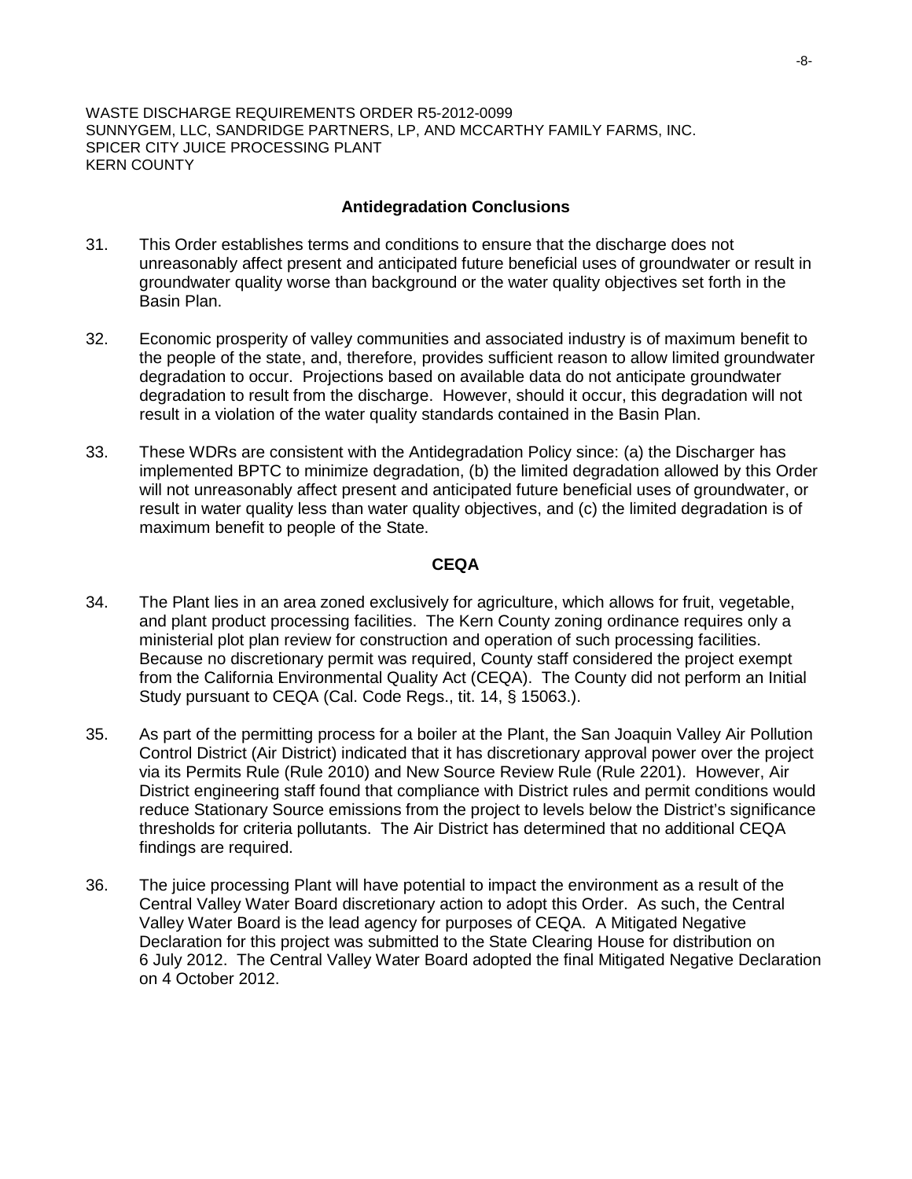**Antidegradation Conclusions**

31. This Order establishes terms and conditions to ensure that the discharge does not unreasonably affect present and anticipated future beneficial uses of groundwater or result in groundwater quality worse than background or the water quality objectives set forth in the Basin Plan.

32. Economic prosperity of valley communities and associated industry is of maximum benefit to the people of the state, and, therefore, provides sufficient reason to allow limited groundwater degradation to occur. Projections based on available data do not anticipate groundwater degradation to result from the discharge. However, should it occur, this degradation will not result in a violation of the water quality standards contained in the Basin Plan.

33. These WDRs are consistent with the Antidegradation Policy since: (a) the Discharger has implemented BPTC to minimize degradation, (b) the limited degradation allowed by this Order will not unreasonably affect present and anticipated future beneficial uses of groundwater, or result in water quality less than water quality objectives, and (c) the limited degradation is of maximum benefit to people of the State.

**CEQA**

34. The Plant lies in an area zoned exclusively for agriculture, which allows for fruit, vegetable, and plant product processing facilities. The Kern County zoning ordinance requires only a ministerial plot plan review for construction and operation of such processing facilities. Because no discretionary permit was required, County staff considered the project exempt from the California Environmental Quality Act (CEQA). The County did not perform an Initial Study pursuant to CEQA (Cal. Code Regs., tit. 14, § 15063.).

35. As part of the permitting process for a boiler at the Plant, the San Joaquin Valley Air Pollution Control District (Air District) indicated that it has discretionary approval power over the project via its Permits Rule (Rule 2010) and New Source Review Rule (Rule 2201). However, Air District engineering staff found that compliance with District rules and permit conditions would reduce Stationary Source emissions from the project to levels below the District's significance thresholds for criteria pollutants. The Air District has determined that no additional CEQA findings are required.

36. The juice processing Plant will have potential to impact the environment as a result of the Central Valley Water Board discretionary action to adopt this Order. As such, the Central Valley Water Board is the lead agency for purposes of CEQA. A Mitigated Negative Declaration for this project was submitted to the State Clearing House for distribution on 6 July 2012. The Central Valley Water Board adopted the final Mitigated Negative Declaration on 4 October 2012.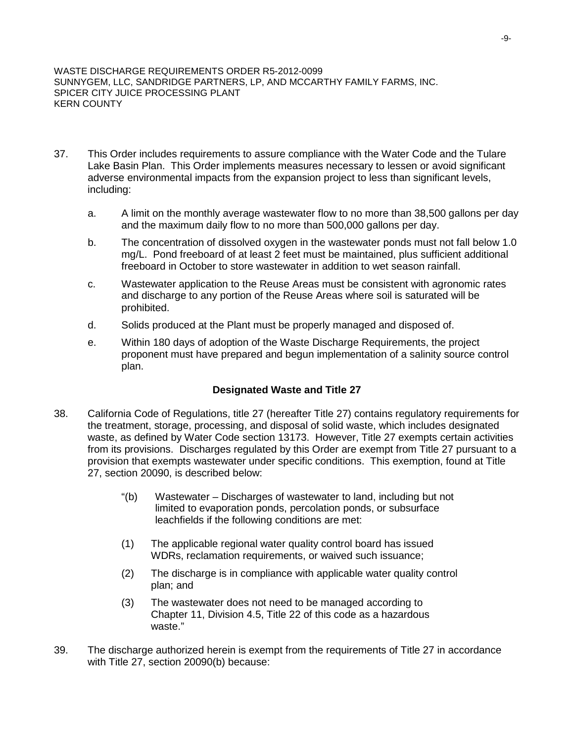37. This Order includes requirements to assure compliance with the Water Code and the Tulare Lake Basin Plan. This Order implements measures necessary to lessen or avoid significant adverse environmental impacts from the expansion project to less than significant levels, including:

   a. A limit on the monthly average wastewater flow to no more than 38,500 gallons per day and the maximum daily flow to no more than 500,000 gallons per day.

   b. The concentration of dissolved oxygen in the wastewater ponds must not fall below 1.0 mg/L. Pond freeboard of at least 2 feet must be maintained, plus sufficient additional freeboard in October to store wastewater in addition to wet season rainfall.

   c. Wastewater application to the Reuse Areas must be consistent with agronomic rates and discharge to any portion of the Reuse Areas where soil is saturated will be prohibited.

   d. Solids produced at the Plant must be properly managed and disposed of.

   e. Within 180 days of adoption of the Waste Discharge Requirements, the project proponent must have prepared and begun implementation of a salinity source control plan.

### Designated Waste and Title 27

38. California Code of Regulations, title 27 (hereafter Title 27) contains regulatory requirements for the treatment, storage, processing, and disposal of solid waste, which includes designated waste, as defined by Water Code section 13173. However, Title 27 exempts certain activities from its provisions. Discharges regulated by this Order are exempt from Title 27 pursuant to a provision that exempts wastewater under specific conditions. This exemption, found at Title 27, section 20090, is described below:

   > "(b) Wastewater – Discharges of wastewater to land, including but not limited to evaporation ponds, percolation ponds, or subsurface leachfields if the following conditions are met:
   >
   > (1) The applicable regional water quality control board has issued WDRs, reclamation requirements, or waived such issuance;
   >
   > (2) The discharge is in compliance with applicable water quality control plan; and
   >
   > (3) The wastewater does not need to be managed according to Chapter 11, Division 4.5, Title 22 of this code as a hazardous waste."

39. The discharge authorized herein is exempt from the requirements of Title 27 in accordance with Title 27, section 20090(b) because: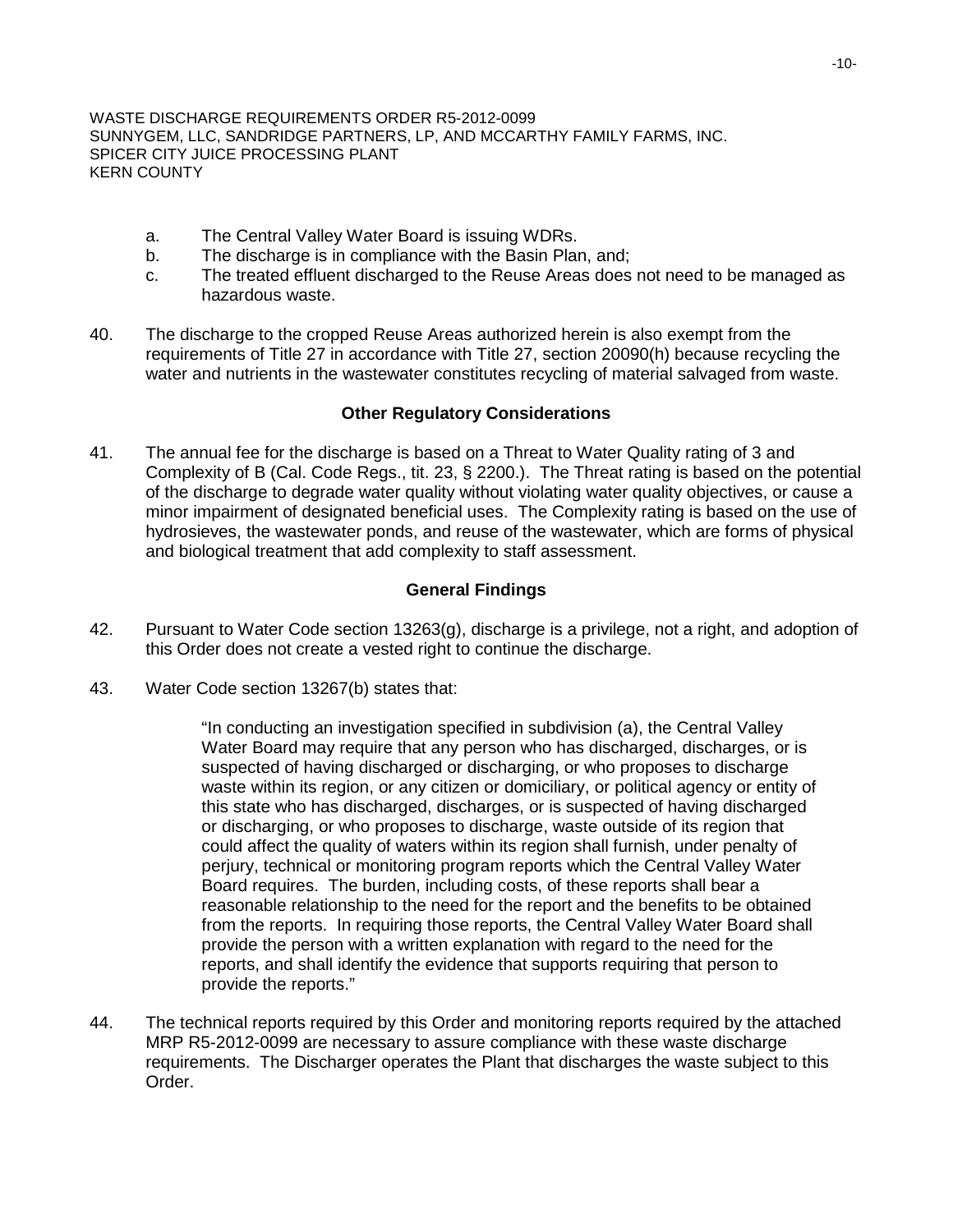a. The Central Valley Water Board is issuing WDRs.
b. The discharge is in compliance with the Basin Plan, and;
c. The treated effluent discharged to the Reuse Areas does not need to be managed as hazardous waste.

40. The discharge to the cropped Reuse Areas authorized herein is also exempt from the requirements of Title 27 in accordance with Title 27, section 20090(h) because recycling the water and nutrients in the wastewater constitutes recycling of material salvaged from waste.

### Other Regulatory Considerations

41. The annual fee for the discharge is based on a Threat to Water Quality rating of 3 and Complexity of B (Cal. Code Regs., tit. 23, § 2200.). The Threat rating is based on the potential of the discharge to degrade water quality without violating water quality objectives, or cause a minor impairment of designated beneficial uses. The Complexity rating is based on the use of hydrosieves, the wastewater ponds, and reuse of the wastewater, which are forms of physical and biological treatment that add complexity to staff assessment.

### General Findings

42. Pursuant to Water Code section 13263(g), discharge is a privilege, not a right, and adoption of this Order does not create a vested right to continue the discharge.

43. Water Code section 13267(b) states that:

> "In conducting an investigation specified in subdivision (a), the Central Valley Water Board may require that any person who has discharged, discharges, or is suspected of having discharged or discharging, or who proposes to discharge waste within its region, or any citizen or domiciliary, or political agency or entity of this state who has discharged, discharges, or is suspected of having discharged or discharging, or who proposes to discharge, waste outside of its region that could affect the quality of waters within its region shall furnish, under penalty of perjury, technical or monitoring program reports which the Central Valley Water Board requires. The burden, including costs, of these reports shall bear a reasonable relationship to the need for the report and the benefits to be obtained from the reports. In requiring those reports, the Central Valley Water Board shall provide the person with a written explanation with regard to the need for the reports, and shall identify the evidence that supports requiring that person to provide the reports."

44. The technical reports required by this Order and monitoring reports required by the attached MRP R5-2012-0099 are necessary to assure compliance with these waste discharge requirements. The Discharger operates the Plant that discharges the waste subject to this Order.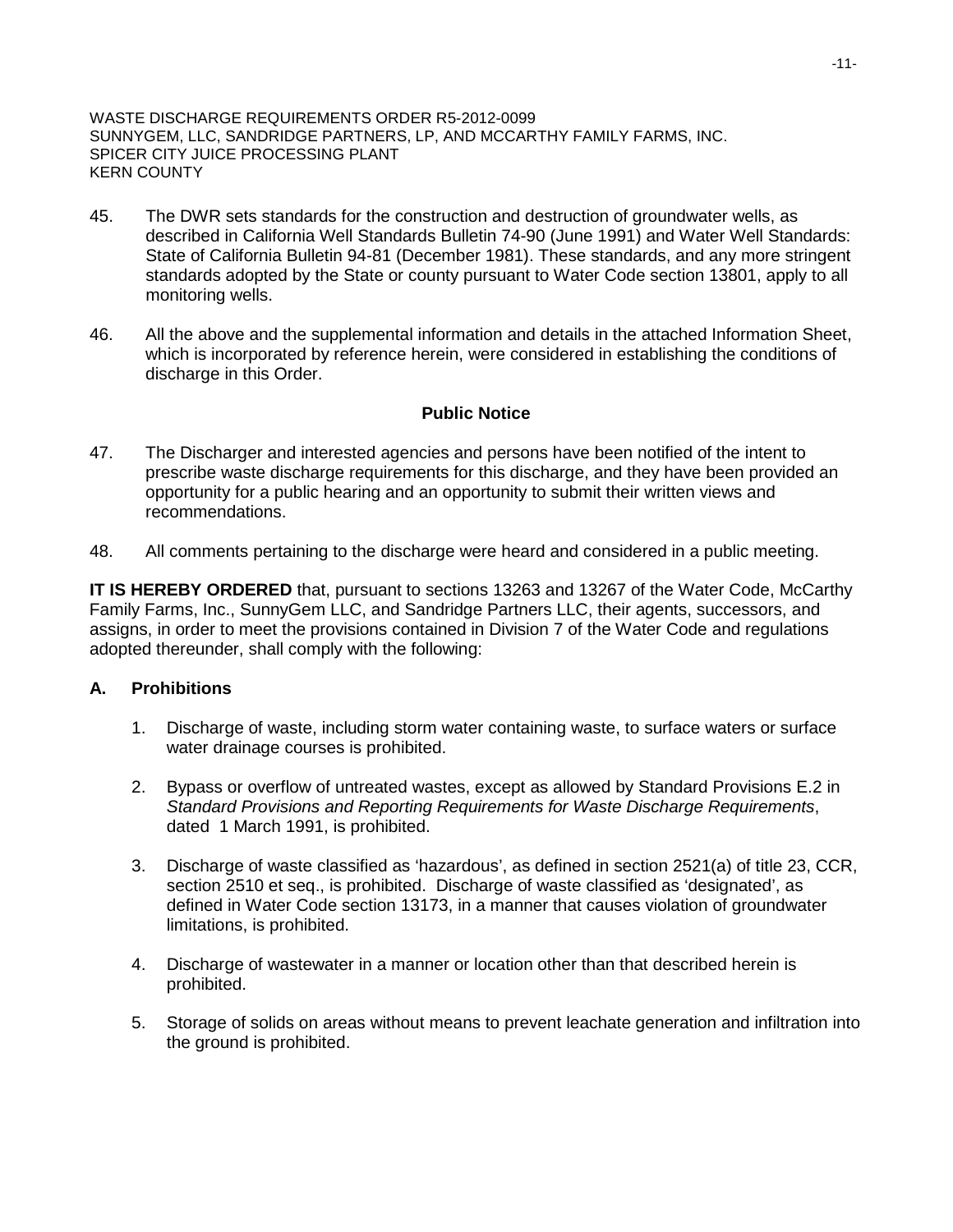45. The DWR sets standards for the construction and destruction of groundwater wells, as described in California Well Standards Bulletin 74-90 (June 1991) and Water Well Standards: State of California Bulletin 94-81 (December 1981). These standards, and any more stringent standards adopted by the State or county pursuant to Water Code section 13801, apply to all monitoring wells.

46. All the above and the supplemental information and details in the attached Information Sheet, which is incorporated by reference herein, were considered in establishing the conditions of discharge in this Order.

**Public Notice**

47. The Discharger and interested agencies and persons have been notified of the intent to prescribe waste discharge requirements for this discharge, and they have been provided an opportunity for a public hearing and an opportunity to submit their written views and recommendations.

48. All comments pertaining to the discharge were heard and considered in a public meeting.

**IT IS HEREBY ORDERED** that, pursuant to sections 13263 and 13267 of the Water Code, McCarthy Family Farms, Inc., SunnyGem LLC, and Sandridge Partners LLC, their agents, successors, and assigns, in order to meet the provisions contained in Division 7 of the Water Code and regulations adopted thereunder, shall comply with the following:

## A. Prohibitions

1. Discharge of waste, including storm water containing waste, to surface waters or surface water drainage courses is prohibited.

2. Bypass or overflow of untreated wastes, except as allowed by Standard Provisions E.2 in *Standard Provisions and Reporting Requirements for Waste Discharge Requirements*, dated 1 March 1991, is prohibited.

3. Discharge of waste classified as 'hazardous', as defined in section 2521(a) of title 23, CCR, section 2510 et seq., is prohibited. Discharge of waste classified as 'designated', as defined in Water Code section 13173, in a manner that causes violation of groundwater limitations, is prohibited.

4. Discharge of wastewater in a manner or location other than that described herein is prohibited.

5. Storage of solids on areas without means to prevent leachate generation and infiltration into the ground is prohibited.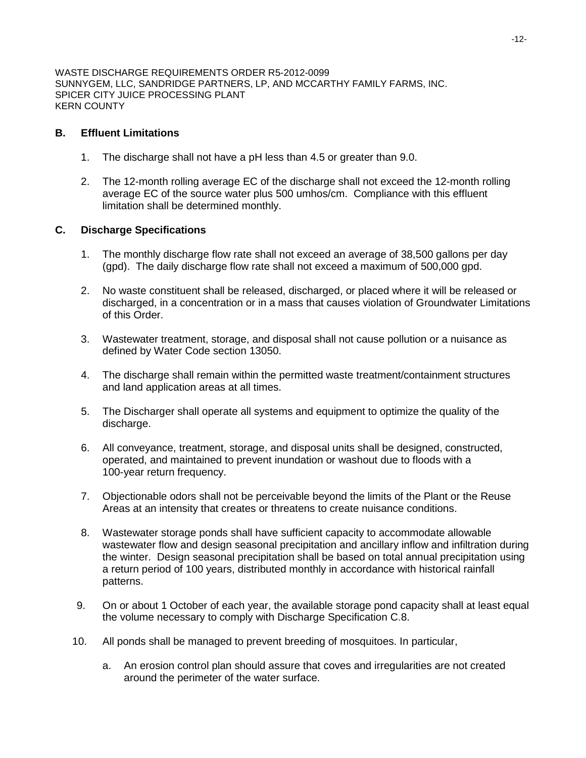## B. Effluent Limitations

1. The discharge shall not have a pH less than 4.5 or greater than 9.0.

2. The 12-month rolling average EC of the discharge shall not exceed the 12-month rolling average EC of the source water plus 500 umhos/cm. Compliance with this effluent limitation shall be determined monthly.

## C. Discharge Specifications

1. The monthly discharge flow rate shall not exceed an average of 38,500 gallons per day (gpd). The daily discharge flow rate shall not exceed a maximum of 500,000 gpd.

2. No waste constituent shall be released, discharged, or placed where it will be released or discharged, in a concentration or in a mass that causes violation of Groundwater Limitations of this Order.

3. Wastewater treatment, storage, and disposal shall not cause pollution or a nuisance as defined by Water Code section 13050.

4. The discharge shall remain within the permitted waste treatment/containment structures and land application areas at all times.

5. The Discharger shall operate all systems and equipment to optimize the quality of the discharge.

6. All conveyance, treatment, storage, and disposal units shall be designed, constructed, operated, and maintained to prevent inundation or washout due to floods with a 100-year return frequency.

7. Objectionable odors shall not be perceivable beyond the limits of the Plant or the Reuse Areas at an intensity that creates or threatens to create nuisance conditions.

8. Wastewater storage ponds shall have sufficient capacity to accommodate allowable wastewater flow and design seasonal precipitation and ancillary inflow and infiltration during the winter. Design seasonal precipitation shall be based on total annual precipitation using a return period of 100 years, distributed monthly in accordance with historical rainfall patterns.

9. On or about 1 October of each year, the available storage pond capacity shall at least equal the volume necessary to comply with Discharge Specification C.8.

10. All ponds shall be managed to prevent breeding of mosquitoes. In particular,

    a. An erosion control plan should assure that coves and irregularities are not created around the perimeter of the water surface.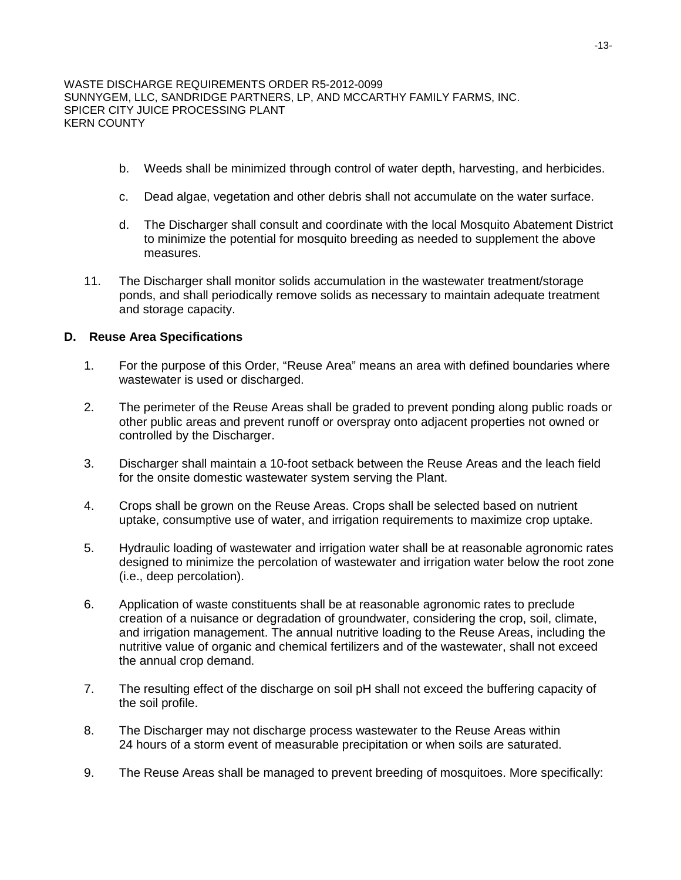b. Weeds shall be minimized through control of water depth, harvesting, and herbicides.

c. Dead algae, vegetation and other debris shall not accumulate on the water surface.

d. The Discharger shall consult and coordinate with the local Mosquito Abatement District to minimize the potential for mosquito breeding as needed to supplement the above measures.

11. The Discharger shall monitor solids accumulation in the wastewater treatment/storage ponds, and shall periodically remove solids as necessary to maintain adequate treatment and storage capacity.

## D. Reuse Area Specifications

1. For the purpose of this Order, "Reuse Area" means an area with defined boundaries where wastewater is used or discharged.

2. The perimeter of the Reuse Areas shall be graded to prevent ponding along public roads or other public areas and prevent runoff or overspray onto adjacent properties not owned or controlled by the Discharger.

3. Discharger shall maintain a 10-foot setback between the Reuse Areas and the leach field for the onsite domestic wastewater system serving the Plant.

4. Crops shall be grown on the Reuse Areas. Crops shall be selected based on nutrient uptake, consumptive use of water, and irrigation requirements to maximize crop uptake.

5. Hydraulic loading of wastewater and irrigation water shall be at reasonable agronomic rates designed to minimize the percolation of wastewater and irrigation water below the root zone (i.e., deep percolation).

6. Application of waste constituents shall be at reasonable agronomic rates to preclude creation of a nuisance or degradation of groundwater, considering the crop, soil, climate, and irrigation management. The annual nutritive loading to the Reuse Areas, including the nutritive value of organic and chemical fertilizers and of the wastewater, shall not exceed the annual crop demand.

7. The resulting effect of the discharge on soil pH shall not exceed the buffering capacity of the soil profile.

8. The Discharger may not discharge process wastewater to the Reuse Areas within 24 hours of a storm event of measurable precipitation or when soils are saturated.

9. The Reuse Areas shall be managed to prevent breeding of mosquitoes. More specifically: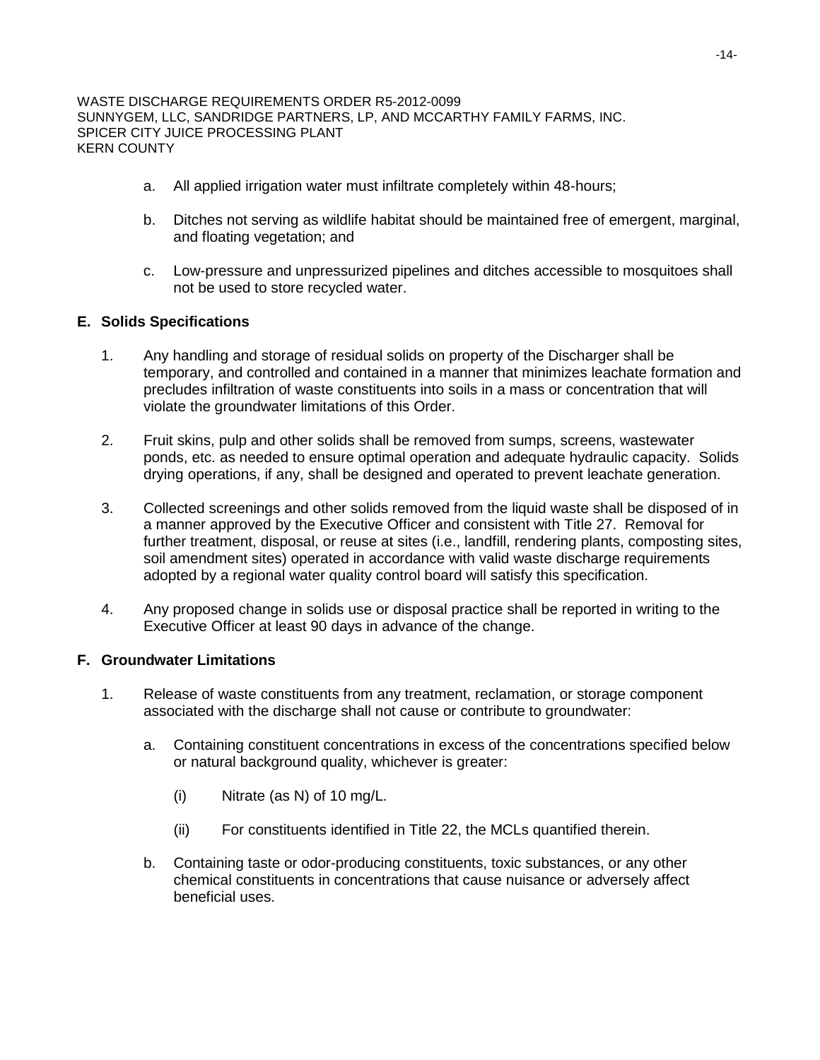a. All applied irrigation water must infiltrate completely within 48-hours;

b. Ditches not serving as wildlife habitat should be maintained free of emergent, marginal, and floating vegetation; and

c. Low-pressure and unpressurized pipelines and ditches accessible to mosquitoes shall not be used to store recycled water.

## E. Solids Specifications

1. Any handling and storage of residual solids on property of the Discharger shall be temporary, and controlled and contained in a manner that minimizes leachate formation and precludes infiltration of waste constituents into soils in a mass or concentration that will violate the groundwater limitations of this Order.

2. Fruit skins, pulp and other solids shall be removed from sumps, screens, wastewater ponds, etc. as needed to ensure optimal operation and adequate hydraulic capacity. Solids drying operations, if any, shall be designed and operated to prevent leachate generation.

3. Collected screenings and other solids removed from the liquid waste shall be disposed of in a manner approved by the Executive Officer and consistent with Title 27. Removal for further treatment, disposal, or reuse at sites (i.e., landfill, rendering plants, composting sites, soil amendment sites) operated in accordance with valid waste discharge requirements adopted by a regional water quality control board will satisfy this specification.

4. Any proposed change in solids use or disposal practice shall be reported in writing to the Executive Officer at least 90 days in advance of the change.

## F. Groundwater Limitations

1. Release of waste constituents from any treatment, reclamation, or storage component associated with the discharge shall not cause or contribute to groundwater:

   a. Containing constituent concentrations in excess of the concentrations specified below or natural background quality, whichever is greater:

      (i) Nitrate (as N) of 10 mg/L.

      (ii) For constituents identified in Title 22, the MCLs quantified therein.

   b. Containing taste or odor-producing constituents, toxic substances, or any other chemical constituents in concentrations that cause nuisance or adversely affect beneficial uses.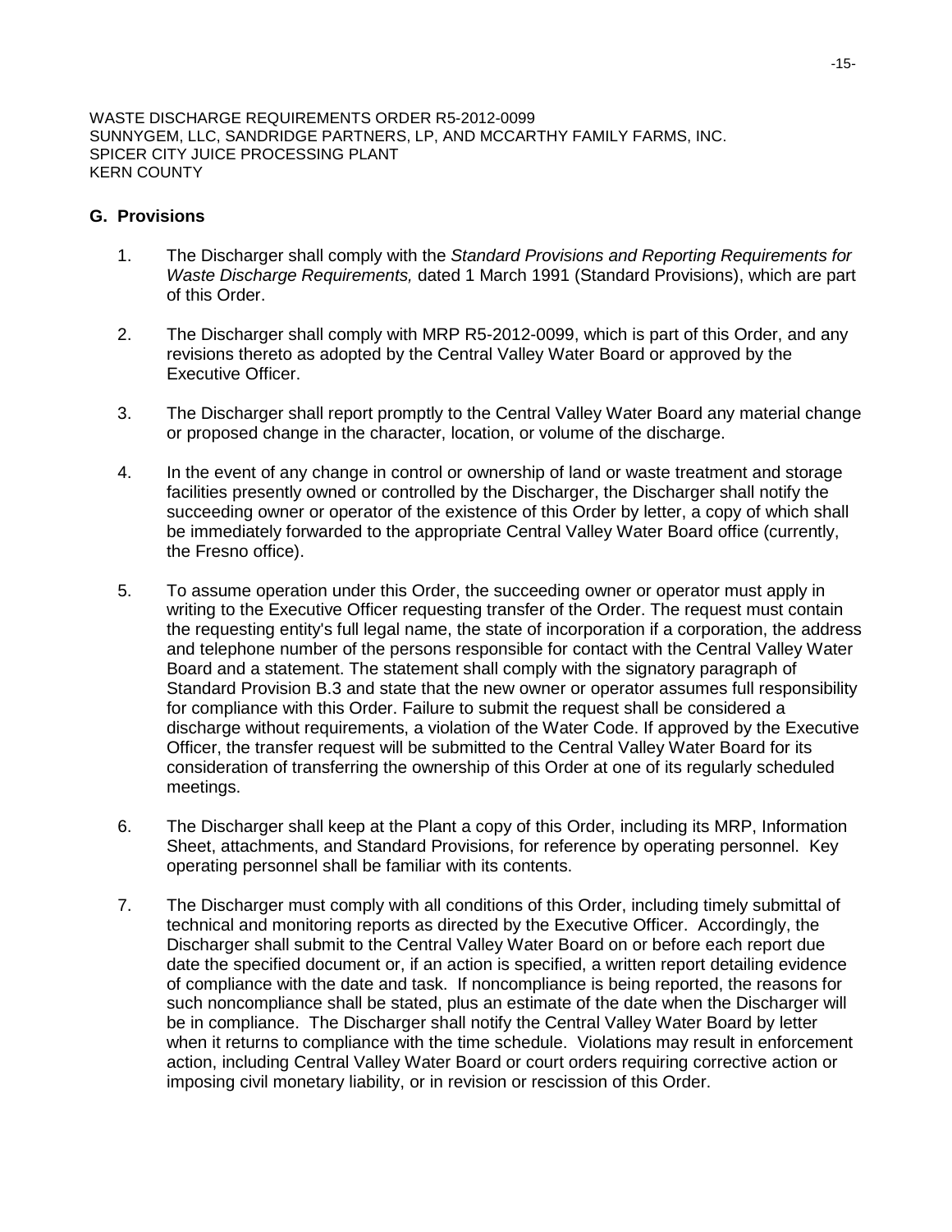## G. Provisions

1. The Discharger shall comply with the *Standard Provisions and Reporting Requirements for Waste Discharge Requirements,* dated 1 March 1991 (Standard Provisions), which are part of this Order.

2. The Discharger shall comply with MRP R5-2012-0099, which is part of this Order, and any revisions thereto as adopted by the Central Valley Water Board or approved by the Executive Officer.

3. The Discharger shall report promptly to the Central Valley Water Board any material change or proposed change in the character, location, or volume of the discharge.

4. In the event of any change in control or ownership of land or waste treatment and storage facilities presently owned or controlled by the Discharger, the Discharger shall notify the succeeding owner or operator of the existence of this Order by letter, a copy of which shall be immediately forwarded to the appropriate Central Valley Water Board office (currently, the Fresno office).

5. To assume operation under this Order, the succeeding owner or operator must apply in writing to the Executive Officer requesting transfer of the Order. The request must contain the requesting entity's full legal name, the state of incorporation if a corporation, the address and telephone number of the persons responsible for contact with the Central Valley Water Board and a statement. The statement shall comply with the signatory paragraph of Standard Provision B.3 and state that the new owner or operator assumes full responsibility for compliance with this Order. Failure to submit the request shall be considered a discharge without requirements, a violation of the Water Code. If approved by the Executive Officer, the transfer request will be submitted to the Central Valley Water Board for its consideration of transferring the ownership of this Order at one of its regularly scheduled meetings.

6. The Discharger shall keep at the Plant a copy of this Order, including its MRP, Information Sheet, attachments, and Standard Provisions, for reference by operating personnel. Key operating personnel shall be familiar with its contents.

7. The Discharger must comply with all conditions of this Order, including timely submittal of technical and monitoring reports as directed by the Executive Officer. Accordingly, the Discharger shall submit to the Central Valley Water Board on or before each report due date the specified document or, if an action is specified, a written report detailing evidence of compliance with the date and task. If noncompliance is being reported, the reasons for such noncompliance shall be stated, plus an estimate of the date when the Discharger will be in compliance. The Discharger shall notify the Central Valley Water Board by letter when it returns to compliance with the time schedule. Violations may result in enforcement action, including Central Valley Water Board or court orders requiring corrective action or imposing civil monetary liability, or in revision or rescission of this Order.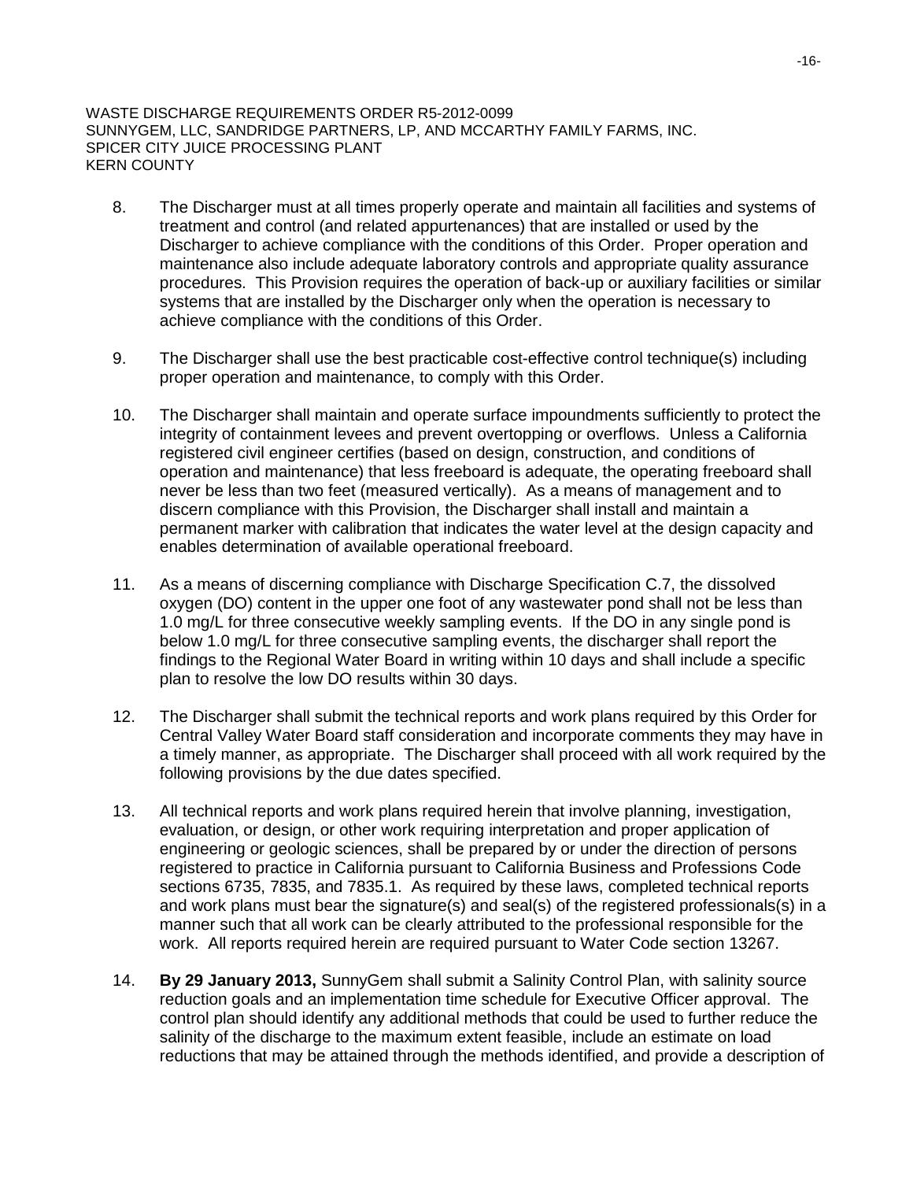8. The Discharger must at all times properly operate and maintain all facilities and systems of treatment and control (and related appurtenances) that are installed or used by the Discharger to achieve compliance with the conditions of this Order. Proper operation and maintenance also include adequate laboratory controls and appropriate quality assurance procedures. This Provision requires the operation of back-up or auxiliary facilities or similar systems that are installed by the Discharger only when the operation is necessary to achieve compliance with the conditions of this Order.

9. The Discharger shall use the best practicable cost-effective control technique(s) including proper operation and maintenance, to comply with this Order.

10. The Discharger shall maintain and operate surface impoundments sufficiently to protect the integrity of containment levees and prevent overtopping or overflows. Unless a California registered civil engineer certifies (based on design, construction, and conditions of operation and maintenance) that less freeboard is adequate, the operating freeboard shall never be less than two feet (measured vertically). As a means of management and to discern compliance with this Provision, the Discharger shall install and maintain a permanent marker with calibration that indicates the water level at the design capacity and enables determination of available operational freeboard.

11. As a means of discerning compliance with Discharge Specification C.7, the dissolved oxygen (DO) content in the upper one foot of any wastewater pond shall not be less than 1.0 mg/L for three consecutive weekly sampling events. If the DO in any single pond is below 1.0 mg/L for three consecutive sampling events, the discharger shall report the findings to the Regional Water Board in writing within 10 days and shall include a specific plan to resolve the low DO results within 30 days.

12. The Discharger shall submit the technical reports and work plans required by this Order for Central Valley Water Board staff consideration and incorporate comments they may have in a timely manner, as appropriate. The Discharger shall proceed with all work required by the following provisions by the due dates specified.

13. All technical reports and work plans required herein that involve planning, investigation, evaluation, or design, or other work requiring interpretation and proper application of engineering or geologic sciences, shall be prepared by or under the direction of persons registered to practice in California pursuant to California Business and Professions Code sections 6735, 7835, and 7835.1. As required by these laws, completed technical reports and work plans must bear the signature(s) and seal(s) of the registered professionals(s) in a manner such that all work can be clearly attributed to the professional responsible for the work. All reports required herein are required pursuant to Water Code section 13267.

14. **By 29 January 2013,** SunnyGem shall submit a Salinity Control Plan, with salinity source reduction goals and an implementation time schedule for Executive Officer approval. The control plan should identify any additional methods that could be used to further reduce the salinity of the discharge to the maximum extent feasible, include an estimate on load reductions that may be attained through the methods identified, and provide a description of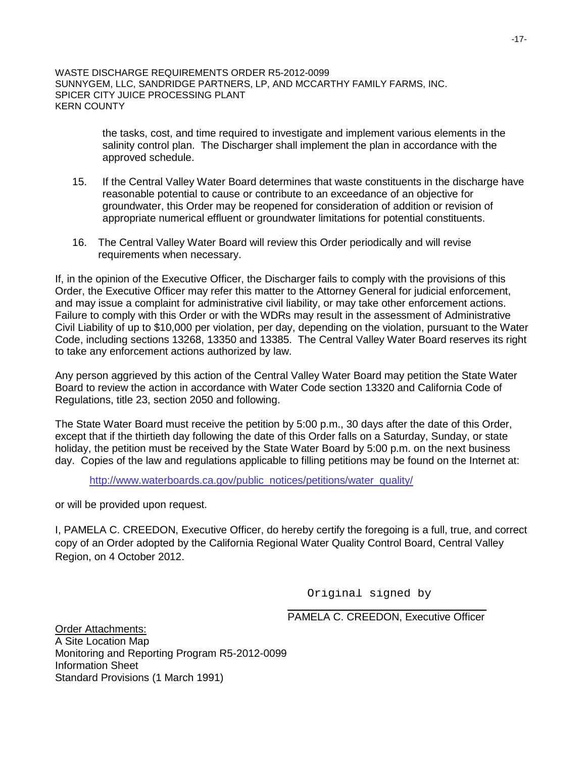the tasks, cost, and time required to investigate and implement various elements in the salinity control plan. The Discharger shall implement the plan in accordance with the approved schedule.

15. If the Central Valley Water Board determines that waste constituents in the discharge have reasonable potential to cause or contribute to an exceedance of an objective for groundwater, this Order may be reopened for consideration of addition or revision of appropriate numerical effluent or groundwater limitations for potential constituents.

16. The Central Valley Water Board will review this Order periodically and will revise requirements when necessary.

If, in the opinion of the Executive Officer, the Discharger fails to comply with the provisions of this Order, the Executive Officer may refer this matter to the Attorney General for judicial enforcement, and may issue a complaint for administrative civil liability, or may take other enforcement actions. Failure to comply with this Order or with the WDRs may result in the assessment of Administrative Civil Liability of up to $10,000 per violation, per day, depending on the violation, pursuant to the Water Code, including sections 13268, 13350 and 13385. The Central Valley Water Board reserves its right to take any enforcement actions authorized by law.

Any person aggrieved by this action of the Central Valley Water Board may petition the State Water Board to review the action in accordance with Water Code section 13320 and California Code of Regulations, title 23, section 2050 and following.

The State Water Board must receive the petition by 5:00 p.m., 30 days after the date of this Order, except that if the thirtieth day following the date of this Order falls on a Saturday, Sunday, or state holiday, the petition must be received by the State Water Board by 5:00 p.m. on the next business day. Copies of the law and regulations applicable to filling petitions may be found on the Internet at:

http://www.waterboards.ca.gov/public_notices/petitions/water_quality/

or will be provided upon request.

I, PAMELA C. CREEDON, Executive Officer, do hereby certify the foregoing is a full, true, and correct copy of an Order adopted by the California Regional Water Quality Control Board, Central Valley Region, on 4 October 2012.

Original signed by

PAMELA C. CREEDON, Executive Officer

Order Attachments:
A Site Location Map
Monitoring and Reporting Program R5-2012-0099
Information Sheet
Standard Provisions (1 March 1991)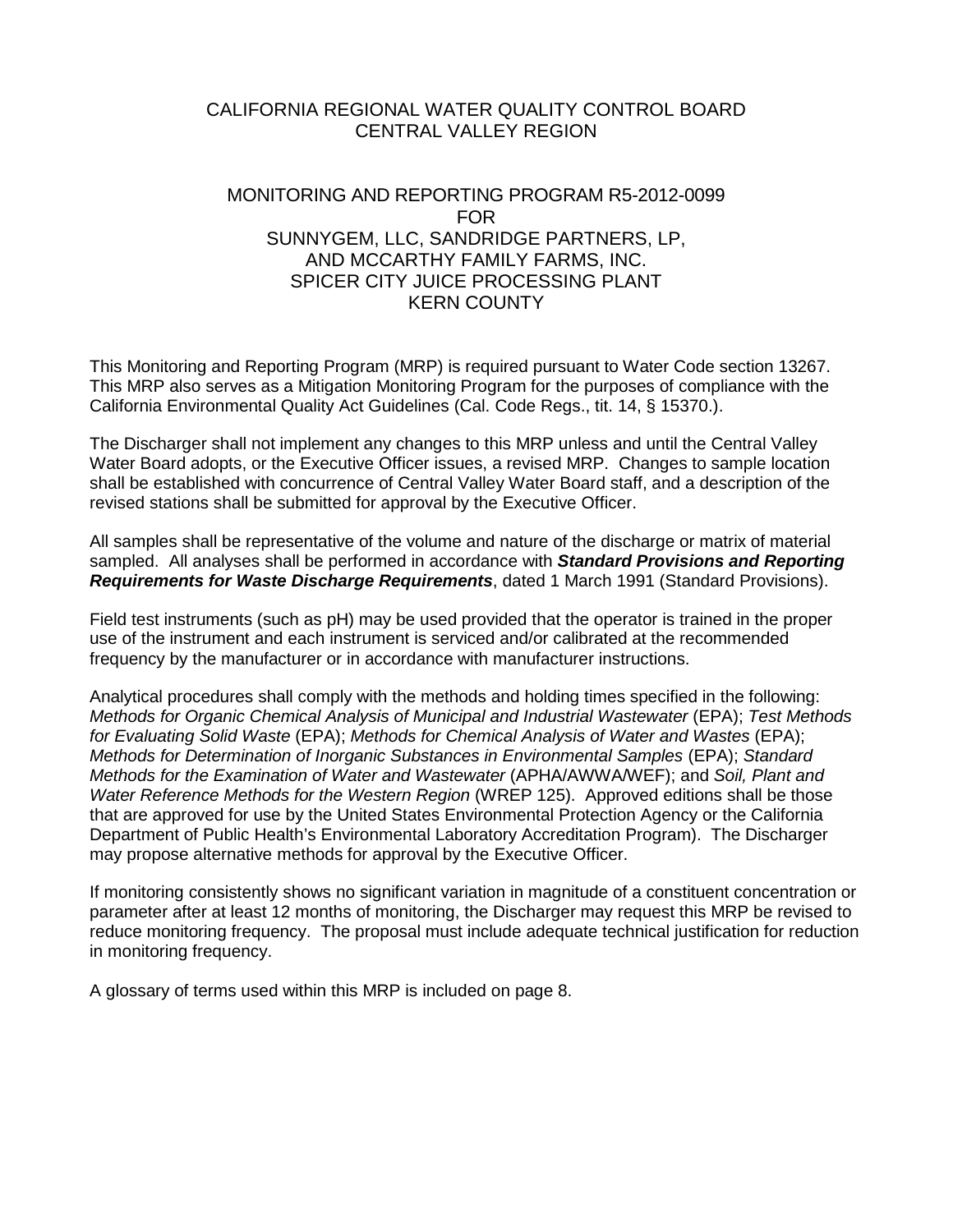CALIFORNIA REGIONAL WATER QUALITY CONTROL BOARD
CENTRAL VALLEY REGION

MONITORING AND REPORTING PROGRAM R5-2012-0099
FOR
SUNNYGEM, LLC, SANDRIDGE PARTNERS, LP,
AND MCCARTHY FAMILY FARMS, INC.
SPICER CITY JUICE PROCESSING PLANT
KERN COUNTY

This Monitoring and Reporting Program (MRP) is required pursuant to Water Code section 13267. This MRP also serves as a Mitigation Monitoring Program for the purposes of compliance with the California Environmental Quality Act Guidelines (Cal. Code Regs., tit. 14, § 15370.).

The Discharger shall not implement any changes to this MRP unless and until the Central Valley Water Board adopts, or the Executive Officer issues, a revised MRP. Changes to sample location shall be established with concurrence of Central Valley Water Board staff, and a description of the revised stations shall be submitted for approval by the Executive Officer.

All samples shall be representative of the volume and nature of the discharge or matrix of material sampled. All analyses shall be performed in accordance with ***Standard Provisions and Reporting Requirements for Waste Discharge Requirements***, dated 1 March 1991 (Standard Provisions).

Field test instruments (such as pH) may be used provided that the operator is trained in the proper use of the instrument and each instrument is serviced and/or calibrated at the recommended frequency by the manufacturer or in accordance with manufacturer instructions.

Analytical procedures shall comply with the methods and holding times specified in the following: *Methods for Organic Chemical Analysis of Municipal and Industrial Wastewater* (EPA); *Test Methods for Evaluating Solid Waste* (EPA); *Methods for Chemical Analysis of Water and Wastes* (EPA); *Methods for Determination of Inorganic Substances in Environmental Samples* (EPA); *Standard Methods for the Examination of Water and Wastewater* (APHA/AWWA/WEF); and *Soil, Plant and Water Reference Methods for the Western Region* (WREP 125). Approved editions shall be those that are approved for use by the United States Environmental Protection Agency or the California Department of Public Health's Environmental Laboratory Accreditation Program). The Discharger may propose alternative methods for approval by the Executive Officer.

If monitoring consistently shows no significant variation in magnitude of a constituent concentration or parameter after at least 12 months of monitoring, the Discharger may request this MRP be revised to reduce monitoring frequency. The proposal must include adequate technical justification for reduction in monitoring frequency.

A glossary of terms used within this MRP is included on page 8.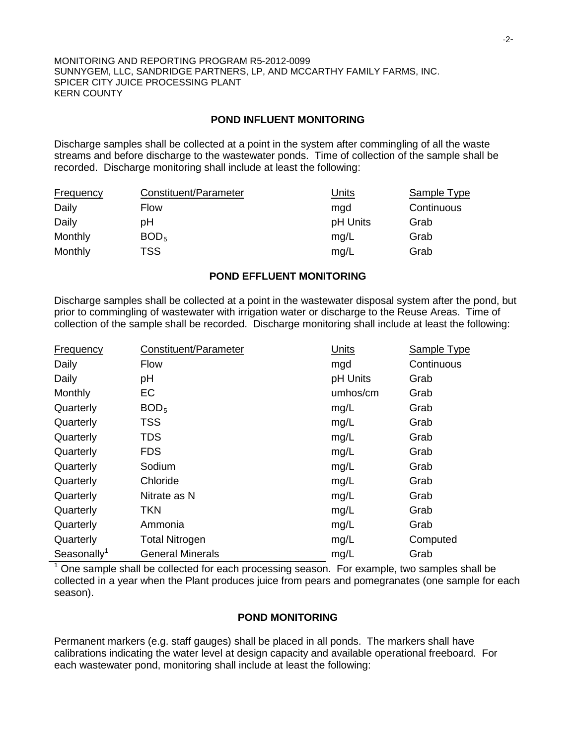MONITORING AND REPORTING PROGRAM R5-2012-0099
SUNNYGEM, LLC, SANDRIDGE PARTNERS, LP, AND MCCARTHY FAMILY FARMS, INC.
SPICER CITY JUICE PROCESSING PLANT
KERN COUNTY

## POND INFLUENT MONITORING

Discharge samples shall be collected at a point in the system after commingling of all the waste streams and before discharge to the wastewater ponds. Time of collection of the sample shall be recorded. Discharge monitoring shall include at least the following:

| Frequency | Constituent/Parameter | Units | Sample Type |
|---|---|---|---|
| Daily | Flow | mgd | Continuous |
| Daily | pH | pH Units | Grab |
| Monthly | $BOD_5$ | mg/L | Grab |
| Monthly | TSS | mg/L | Grab |

## POND EFFLUENT MONITORING

Discharge samples shall be collected at a point in the wastewater disposal system after the pond, but prior to commingling of wastewater with irrigation water or discharge to the Reuse Areas. Time of collection of the sample shall be recorded. Discharge monitoring shall include at least the following:

| Frequency | Constituent/Parameter | Units | Sample Type |
|---|---|---|---|
| Daily | Flow | mgd | Continuous |
| Daily | pH | pH Units | Grab |
| Monthly | EC | umhos/cm | Grab |
| Quarterly | $BOD_5$ | mg/L | Grab |
| Quarterly | TSS | mg/L | Grab |
| Quarterly | TDS | mg/L | Grab |
| Quarterly | FDS | mg/L | Grab |
| Quarterly | Sodium | mg/L | Grab |
| Quarterly | Chloride | mg/L | Grab |
| Quarterly | Nitrate as N | mg/L | Grab |
| Quarterly | TKN | mg/L | Grab |
| Quarterly | Ammonia | mg/L | Grab |
| Quarterly | Total Nitrogen | mg/L | Computed |
| Seasonally[1] | General Minerals | mg/L | Grab |

[1] One sample shall be collected for each processing season. For example, two samples shall be collected in a year when the Plant produces juice from pears and pomegranates (one sample for each season).

## POND MONITORING

Permanent markers (e.g. staff gauges) shall be placed in all ponds. The markers shall have calibrations indicating the water level at design capacity and available operational freeboard. For each wastewater pond, monitoring shall include at least the following: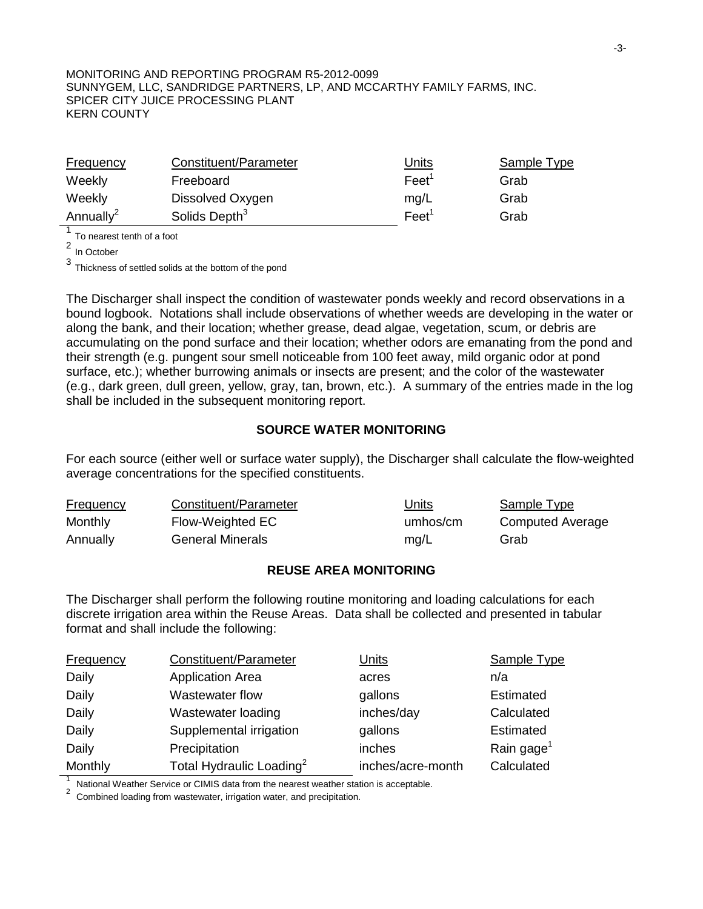MONITORING AND REPORTING PROGRAM R5-2012-0099
SUNNYGEM, LLC, SANDRIDGE PARTNERS, LP, AND MCCARTHY FAMILY FARMS, INC.
SPICER CITY JUICE PROCESSING PLANT
KERN COUNTY

| Frequency | Constituent/Parameter | Units | Sample Type |
|---|---|---|---|
| Weekly | Freeboard | Feet[1] | Grab |
| Weekly | Dissolved Oxygen | mg/L | Grab |
| Annually[2] | Solids Depth[3] | Feet[1] | Grab |

[1] To nearest tenth of a foot

[2] In October

[3] Thickness of settled solids at the bottom of the pond

The Discharger shall inspect the condition of wastewater ponds weekly and record observations in a bound logbook. Notations shall include observations of whether weeds are developing in the water or along the bank, and their location; whether grease, dead algae, vegetation, scum, or debris are accumulating on the pond surface and their location; whether odors are emanating from the pond and their strength (e.g. pungent sour smell noticeable from 100 feet away, mild organic odor at pond surface, etc.); whether burrowing animals or insects are present; and the color of the wastewater (e.g., dark green, dull green, yellow, gray, tan, brown, etc.). A summary of the entries made in the log shall be included in the subsequent monitoring report.

## SOURCE WATER MONITORING

For each source (either well or surface water supply), the Discharger shall calculate the flow-weighted average concentrations for the specified constituents.

| Frequency | Constituent/Parameter | Units | Sample Type |
|---|---|---|---|
| Monthly | Flow-Weighted EC | umhos/cm | Computed Average |
| Annually | General Minerals | mg/L | Grab |

## REUSE AREA MONITORING

The Discharger shall perform the following routine monitoring and loading calculations for each discrete irrigation area within the Reuse Areas. Data shall be collected and presented in tabular format and shall include the following:

| Frequency | Constituent/Parameter | Units | Sample Type |
|---|---|---|---|
| Daily | Application Area | acres | n/a |
| Daily | Wastewater flow | gallons | Estimated |
| Daily | Wastewater loading | inches/day | Calculated |
| Daily | Supplemental irrigation | gallons | Estimated |
| Daily | Precipitation | inches | Rain gage[1] |
| Monthly | Total Hydraulic Loading[2] | inches/acre-month | Calculated |

[1] National Weather Service or CIMIS data from the nearest weather station is acceptable.

[2] Combined loading from wastewater, irrigation water, and precipitation.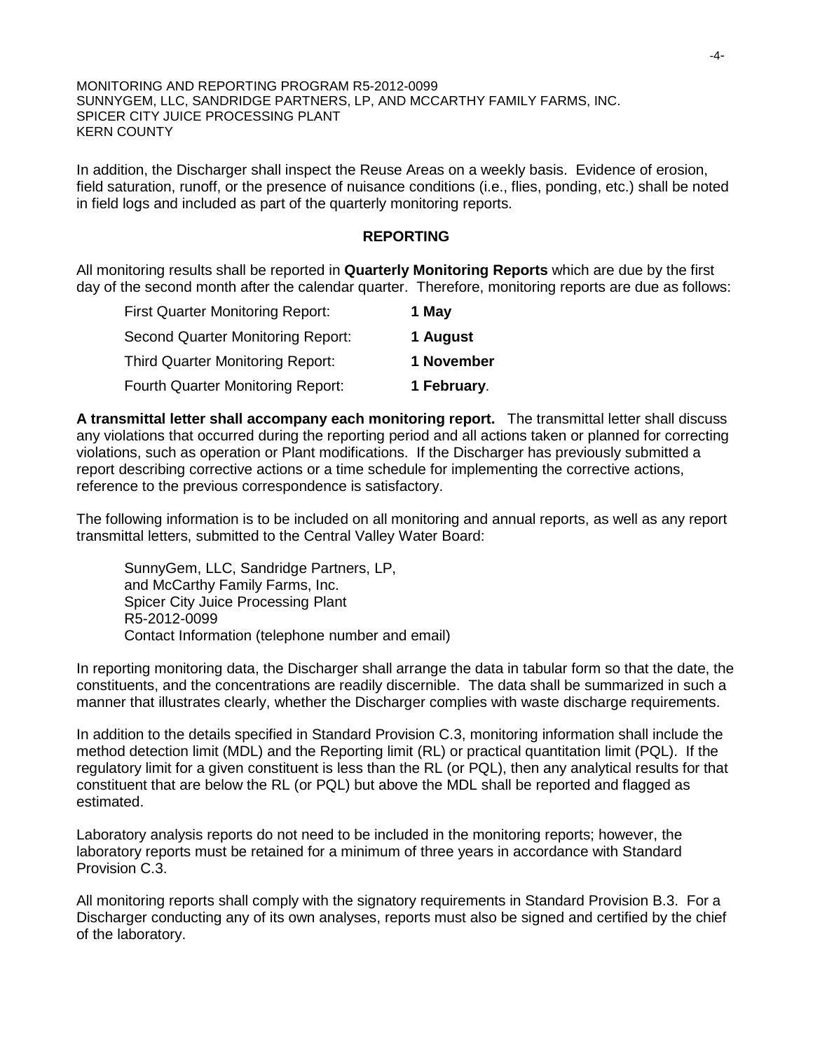In addition, the Discharger shall inspect the Reuse Areas on a weekly basis. Evidence of erosion, field saturation, runoff, or the presence of nuisance conditions (i.e., flies, ponding, etc.) shall be noted in field logs and included as part of the quarterly monitoring reports.

## REPORTING

All monitoring results shall be reported in **Quarterly Monitoring Reports** which are due by the first day of the second month after the calendar quarter. Therefore, monitoring reports are due as follows:

| | |
|---|---|
| First Quarter Monitoring Report: | **1 May** |
| Second Quarter Monitoring Report: | **1 August** |
| Third Quarter Monitoring Report: | **1 November** |
| Fourth Quarter Monitoring Report: | **1 February**. |

**A transmittal letter shall accompany each monitoring report.** The transmittal letter shall discuss any violations that occurred during the reporting period and all actions taken or planned for correcting violations, such as operation or Plant modifications. If the Discharger has previously submitted a report describing corrective actions or a time schedule for implementing the corrective actions, reference to the previous correspondence is satisfactory.

The following information is to be included on all monitoring and annual reports, as well as any report transmittal letters, submitted to the Central Valley Water Board:

SunnyGem, LLC, Sandridge Partners, LP,
and McCarthy Family Farms, Inc.
Spicer City Juice Processing Plant
R5-2012-0099
Contact Information (telephone number and email)

In reporting monitoring data, the Discharger shall arrange the data in tabular form so that the date, the constituents, and the concentrations are readily discernible. The data shall be summarized in such a manner that illustrates clearly, whether the Discharger complies with waste discharge requirements.

In addition to the details specified in Standard Provision C.3, monitoring information shall include the method detection limit (MDL) and the Reporting limit (RL) or practical quantitation limit (PQL). If the regulatory limit for a given constituent is less than the RL (or PQL), then any analytical results for that constituent that are below the RL (or PQL) but above the MDL shall be reported and flagged as estimated.

Laboratory analysis reports do not need to be included in the monitoring reports; however, the laboratory reports must be retained for a minimum of three years in accordance with Standard Provision C.3.

All monitoring reports shall comply with the signatory requirements in Standard Provision B.3. For a Discharger conducting any of its own analyses, reports must also be signed and certified by the chief of the laboratory.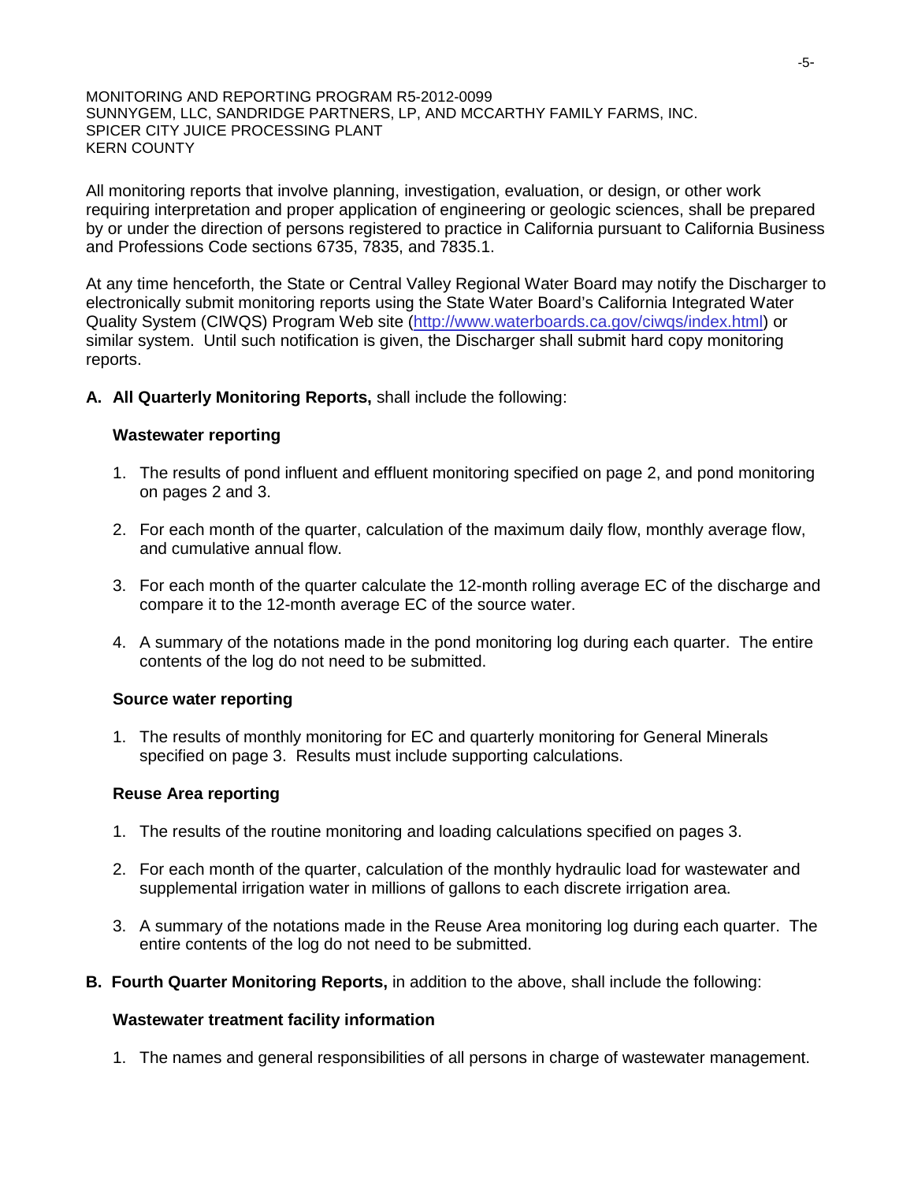All monitoring reports that involve planning, investigation, evaluation, or design, or other work requiring interpretation and proper application of engineering or geologic sciences, shall be prepared by or under the direction of persons registered to practice in California pursuant to California Business and Professions Code sections 6735, 7835, and 7835.1.

At any time henceforth, the State or Central Valley Regional Water Board may notify the Discharger to electronically submit monitoring reports using the State Water Board's California Integrated Water Quality System (CIWQS) Program Web site (http://www.waterboards.ca.gov/ciwqs/index.html) or similar system. Until such notification is given, the Discharger shall submit hard copy monitoring reports.

**A. All Quarterly Monitoring Reports,** shall include the following:

**Wastewater reporting**

1. The results of pond influent and effluent monitoring specified on page 2, and pond monitoring on pages 2 and 3.
2. For each month of the quarter, calculation of the maximum daily flow, monthly average flow, and cumulative annual flow.
3. For each month of the quarter calculate the 12-month rolling average EC of the discharge and compare it to the 12-month average EC of the source water.
4. A summary of the notations made in the pond monitoring log during each quarter. The entire contents of the log do not need to be submitted.

**Source water reporting**

1. The results of monthly monitoring for EC and quarterly monitoring for General Minerals specified on page 3. Results must include supporting calculations.

**Reuse Area reporting**

1. The results of the routine monitoring and loading calculations specified on pages 3.
2. For each month of the quarter, calculation of the monthly hydraulic load for wastewater and supplemental irrigation water in millions of gallons to each discrete irrigation area.
3. A summary of the notations made in the Reuse Area monitoring log during each quarter. The entire contents of the log do not need to be submitted.

**B. Fourth Quarter Monitoring Reports,** in addition to the above, shall include the following:

**Wastewater treatment facility information**

1. The names and general responsibilities of all persons in charge of wastewater management.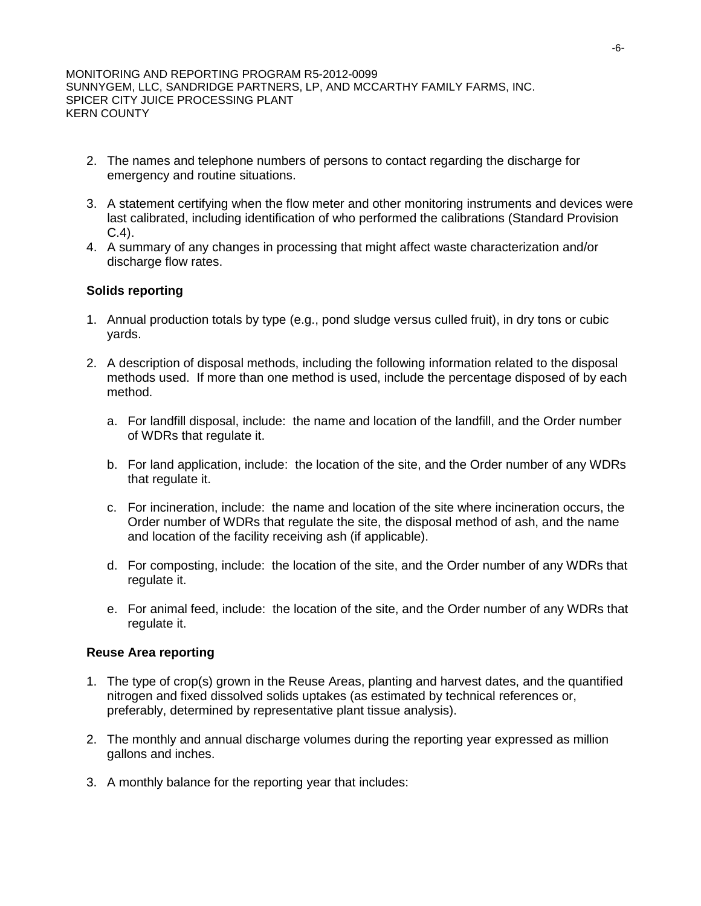2. The names and telephone numbers of persons to contact regarding the discharge for emergency and routine situations.

3. A statement certifying when the flow meter and other monitoring instruments and devices were last calibrated, including identification of who performed the calibrations (Standard Provision C.4).
4. A summary of any changes in processing that might affect waste characterization and/or discharge flow rates.

**Solids reporting**

1. Annual production totals by type (e.g., pond sludge versus culled fruit), in dry tons or cubic yards.

2. A description of disposal methods, including the following information related to the disposal methods used. If more than one method is used, include the percentage disposed of by each method.

   a. For landfill disposal, include: the name and location of the landfill, and the Order number of WDRs that regulate it.

   b. For land application, include: the location of the site, and the Order number of any WDRs that regulate it.

   c. For incineration, include: the name and location of the site where incineration occurs, the Order number of WDRs that regulate the site, the disposal method of ash, and the name and location of the facility receiving ash (if applicable).

   d. For composting, include: the location of the site, and the Order number of any WDRs that regulate it.

   e. For animal feed, include: the location of the site, and the Order number of any WDRs that regulate it.

**Reuse Area reporting**

1. The type of crop(s) grown in the Reuse Areas, planting and harvest dates, and the quantified nitrogen and fixed dissolved solids uptakes (as estimated by technical references or, preferably, determined by representative plant tissue analysis).

2. The monthly and annual discharge volumes during the reporting year expressed as million gallons and inches.

3. A monthly balance for the reporting year that includes: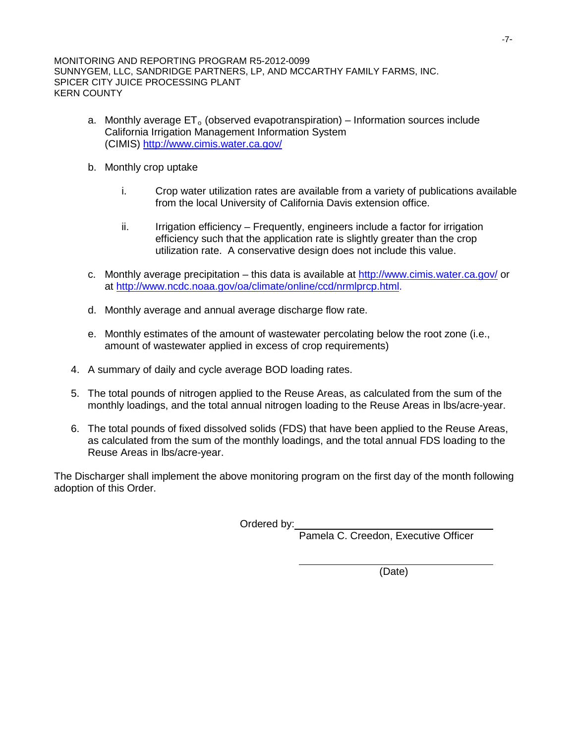a. Monthly average $ET_o$ (observed evapotranspiration) – Information sources include California Irrigation Management Information System (CIMIS) http://www.cimis.water.ca.gov/

b. Monthly crop uptake

   i. Crop water utilization rates are available from a variety of publications available from the local University of California Davis extension office.

   ii. Irrigation efficiency – Frequently, engineers include a factor for irrigation efficiency such that the application rate is slightly greater than the crop utilization rate. A conservative design does not include this value.

c. Monthly average precipitation – this data is available at http://www.cimis.water.ca.gov/ or at http://www.ncdc.noaa.gov/oa/climate/online/ccd/nrmlprcp.html.

d. Monthly average and annual average discharge flow rate.

e. Monthly estimates of the amount of wastewater percolating below the root zone (i.e., amount of wastewater applied in excess of crop requirements)

4. A summary of daily and cycle average BOD loading rates.

5. The total pounds of nitrogen applied to the Reuse Areas, as calculated from the sum of the monthly loadings, and the total annual nitrogen loading to the Reuse Areas in lbs/acre-year.

6. The total pounds of fixed dissolved solids (FDS) that have been applied to the Reuse Areas, as calculated from the sum of the monthly loadings, and the total annual FDS loading to the Reuse Areas in lbs/acre-year.

The Discharger shall implement the above monitoring program on the first day of the month following adoption of this Order.

Ordered by: ________________________________

Pamela C. Creedon, Executive Officer

________________________________

(Date)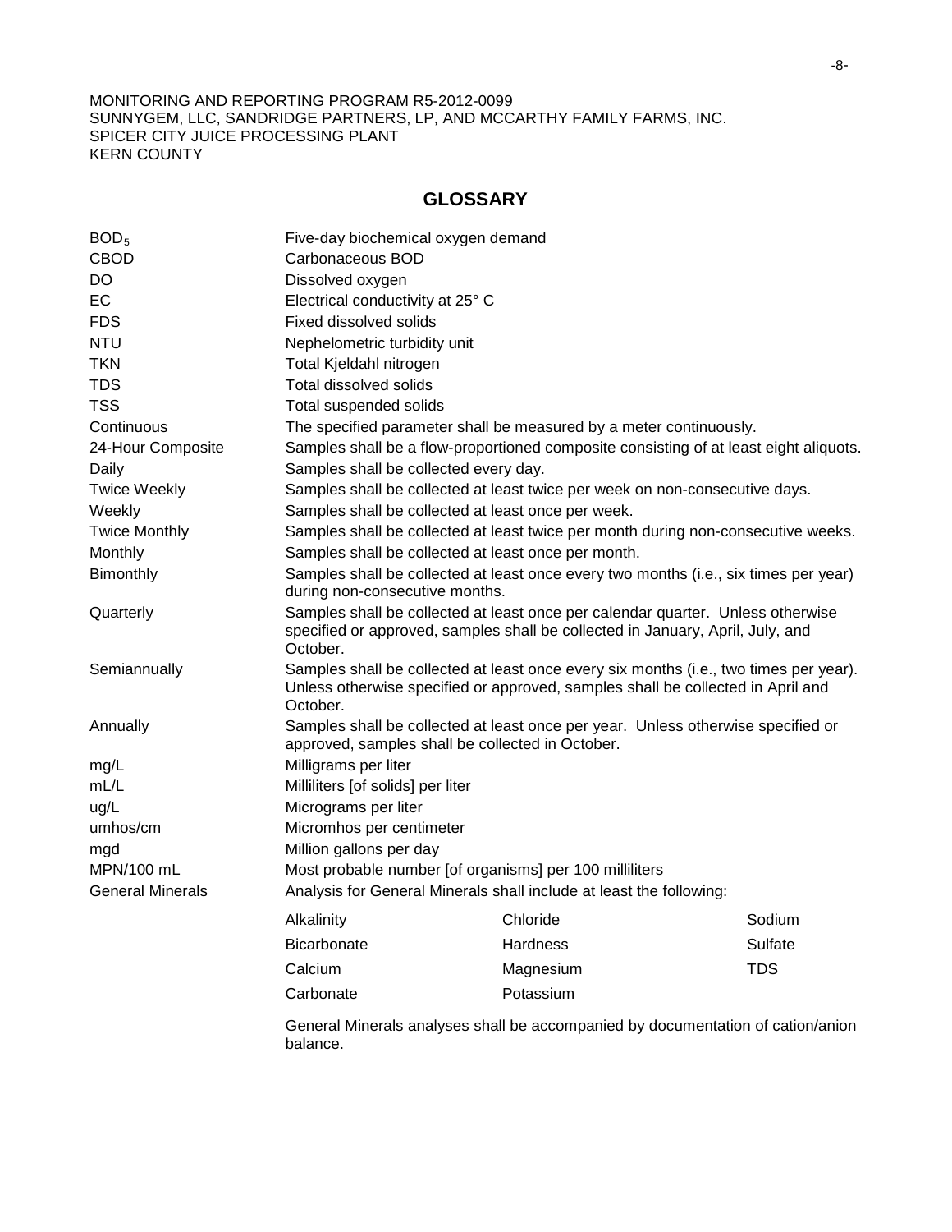MONITORING AND REPORTING PROGRAM R5-2012-0099
SUNNYGEM, LLC, SANDRIDGE PARTNERS, LP, AND MCCARTHY FAMILY FARMS, INC.
SPICER CITY JUICE PROCESSING PLANT
KERN COUNTY

## GLOSSARY

| | |
|---|---|
| $BOD_5$ | Five-day biochemical oxygen demand |
| CBOD | Carbonaceous BOD |
| DO | Dissolved oxygen |
| EC | Electrical conductivity at 25° C |
| FDS | Fixed dissolved solids |
| NTU | Nephelometric turbidity unit |
| TKN | Total Kjeldahl nitrogen |
| TDS | Total dissolved solids |
| TSS | Total suspended solids |
| Continuous | The specified parameter shall be measured by a meter continuously. |
| 24-Hour Composite | Samples shall be a flow-proportioned composite consisting of at least eight aliquots. |
| Daily | Samples shall be collected every day. |
| Twice Weekly | Samples shall be collected at least twice per week on non-consecutive days. |
| Weekly | Samples shall be collected at least once per week. |
| Twice Monthly | Samples shall be collected at least twice per month during non-consecutive weeks. |
| Monthly | Samples shall be collected at least once per month. |
| Bimonthly | Samples shall be collected at least once every two months (i.e., six times per year) during non-consecutive months. |
| Quarterly | Samples shall be collected at least once per calendar quarter. Unless otherwise specified or approved, samples shall be collected in January, April, July, and October. |
| Semiannually | Samples shall be collected at least once every six months (i.e., two times per year). Unless otherwise specified or approved, samples shall be collected in April and October. |
| Annually | Samples shall be collected at least once per year. Unless otherwise specified or approved, samples shall be collected in October. |
| mg/L | Milligrams per liter |
| mL/L | Milliliters [of solids] per liter |
| ug/L | Micrograms per liter |
| umhos/cm | Micromhos per centimeter |
| mgd | Million gallons per day |
| MPN/100 mL | Most probable number [of organisms] per 100 milliliters |
| General Minerals | Analysis for General Minerals shall include at least the following: |

| | | |
|---|---|---|
| Alkalinity | Chloride | Sodium |
| Bicarbonate | Hardness | Sulfate |
| Calcium | Magnesium | TDS |
| Carbonate | Potassium | |

General Minerals analyses shall be accompanied by documentation of cation/anion balance.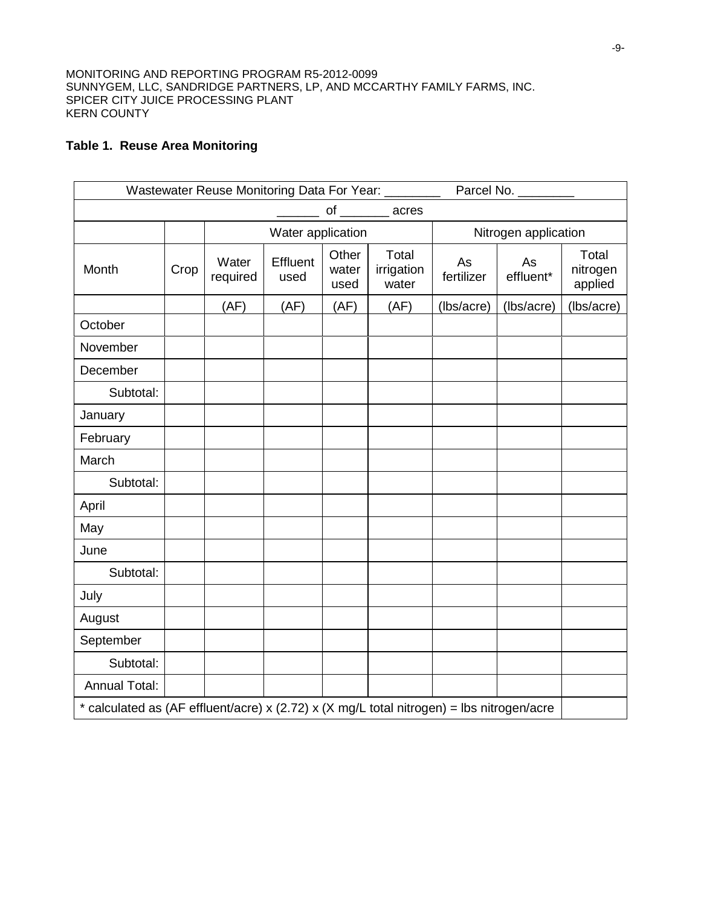MONITORING AND REPORTING PROGRAM R5-2012-0099
SUNNYGEM, LLC, SANDRIDGE PARTNERS, LP, AND MCCARTHY FAMILY FARMS, INC.
SPICER CITY JUICE PROCESSING PLANT
KERN COUNTY

**Table 1. Reuse Area Monitoring**

| Wastewater Reuse Monitoring Data For Year: ________ Parcel No. ________ | | | | | | | | |
|---|---|---|---|---|---|---|---|---|
| ______ of _______ acres | | | | | | | | |
| | | Water application | | | | Nitrogen application | | |
| Month | Crop | Water required | Effluent used | Other water used | Total irrigation water | As fertilizer | As effluent* | Total nitrogen applied |
| | | (AF) | (AF) | (AF) | (AF) | (lbs/acre) | (lbs/acre) | (lbs/acre) |
| October | | | | | | | | |
| November | | | | | | | | |
| December | | | | | | | | |
| Subtotal: | | | | | | | | |
| January | | | | | | | | |
| February | | | | | | | | |
| March | | | | | | | | |
| Subtotal: | | | | | | | | |
| April | | | | | | | | |
| May | | | | | | | | |
| June | | | | | | | | |
| Subtotal: | | | | | | | | |
| July | | | | | | | | |
| August | | | | | | | | |
| September | | | | | | | | |
| Subtotal: | | | | | | | | |
| Annual Total: | | | | | | | | |
| * calculated as (AF effluent/acre) x (2.72) x (X mg/L total nitrogen) = lbs nitrogen/acre | | | | | | | | |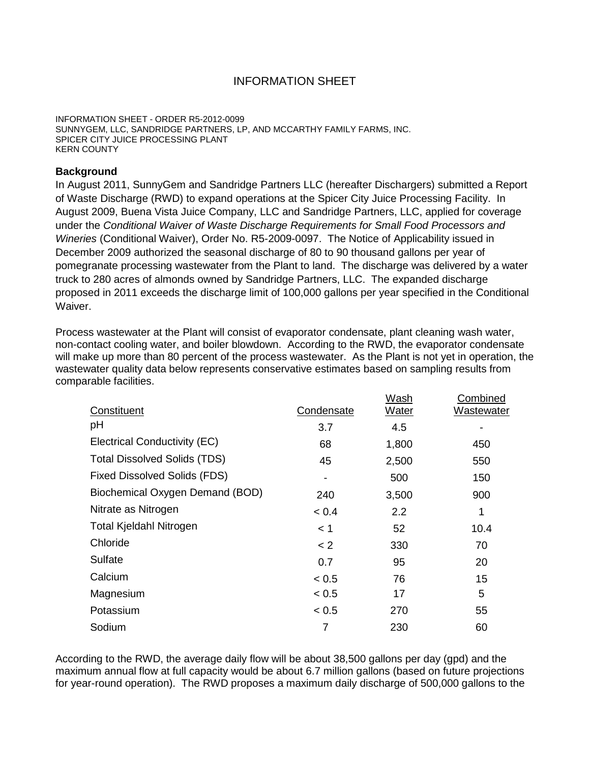# INFORMATION SHEET

INFORMATION SHEET - ORDER R5-2012-0099
SUNNYGEM, LLC, SANDRIDGE PARTNERS, LP, AND MCCARTHY FAMILY FARMS, INC.
SPICER CITY JUICE PROCESSING PLANT
KERN COUNTY

**Background**

In August 2011, SunnyGem and Sandridge Partners LLC (hereafter Dischargers) submitted a Report of Waste Discharge (RWD) to expand operations at the Spicer City Juice Processing Facility. In August 2009, Buena Vista Juice Company, LLC and Sandridge Partners, LLC, applied for coverage under the *Conditional Waiver of Waste Discharge Requirements for Small Food Processors and Wineries* (Conditional Waiver), Order No. R5-2009-0097. The Notice of Applicability issued in December 2009 authorized the seasonal discharge of 80 to 90 thousand gallons per year of pomegranate processing wastewater from the Plant to land. The discharge was delivered by a water truck to 280 acres of almonds owned by Sandridge Partners, LLC. The expanded discharge proposed in 2011 exceeds the discharge limit of 100,000 gallons per year specified in the Conditional Waiver.

Process wastewater at the Plant will consist of evaporator condensate, plant cleaning wash water, non-contact cooling water, and boiler blowdown. According to the RWD, the evaporator condensate will make up more than 80 percent of the process wastewater. As the Plant is not yet in operation, the wastewater quality data below represents conservative estimates based on sampling results from comparable facilities.

| Constituent | Condensate | Wash Water | Combined Wastewater |
|---|---|---|---|
| pH | 3.7 | 4.5 | - |
| Electrical Conductivity (EC) | 68 | 1,800 | 450 |
| Total Dissolved Solids (TDS) | 45 | 2,500 | 550 |
| Fixed Dissolved Solids (FDS) | - | 500 | 150 |
| Biochemical Oxygen Demand (BOD) | 240 | 3,500 | 900 |
| Nitrate as Nitrogen | < 0.4 | 2.2 | 1 |
| Total Kjeldahl Nitrogen | < 1 | 52 | 10.4 |
| Chloride | < 2 | 330 | 70 |
| Sulfate | 0.7 | 95 | 20 |
| Calcium | < 0.5 | 76 | 15 |
| Magnesium | < 0.5 | 17 | 5 |
| Potassium | < 0.5 | 270 | 55 |
| Sodium | 7 | 230 | 60 |

According to the RWD, the average daily flow will be about 38,500 gallons per day (gpd) and the maximum annual flow at full capacity would be about 6.7 million gallons (based on future projections for year-round operation). The RWD proposes a maximum daily discharge of 500,000 gallons to the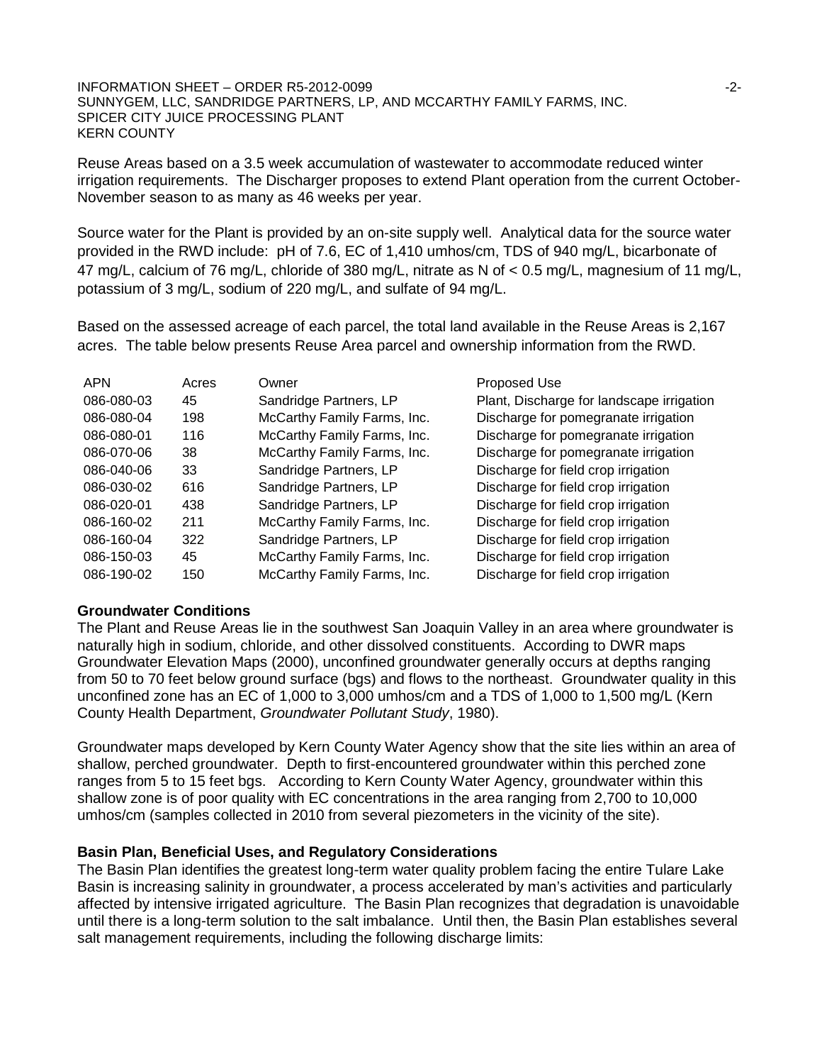Reuse Areas based on a 3.5 week accumulation of wastewater to accommodate reduced winter irrigation requirements. The Discharger proposes to extend Plant operation from the current October-November season to as many as 46 weeks per year.

Source water for the Plant is provided by an on-site supply well. Analytical data for the source water provided in the RWD include: pH of 7.6, EC of 1,410 umhos/cm, TDS of 940 mg/L, bicarbonate of 47 mg/L, calcium of 76 mg/L, chloride of 380 mg/L, nitrate as N of < 0.5 mg/L, magnesium of 11 mg/L, potassium of 3 mg/L, sodium of 220 mg/L, and sulfate of 94 mg/L.

Based on the assessed acreage of each parcel, the total land available in the Reuse Areas is 2,167 acres. The table below presents Reuse Area parcel and ownership information from the RWD.

| APN | Acres | Owner | Proposed Use |
|---|---|---|---|
| 086-080-03 | 45 | Sandridge Partners, LP | Plant, Discharge for landscape irrigation |
| 086-080-04 | 198 | McCarthy Family Farms, Inc. | Discharge for pomegranate irrigation |
| 086-080-01 | 116 | McCarthy Family Farms, Inc. | Discharge for pomegranate irrigation |
| 086-070-06 | 38 | McCarthy Family Farms, Inc. | Discharge for pomegranate irrigation |
| 086-040-06 | 33 | Sandridge Partners, LP | Discharge for field crop irrigation |
| 086-030-02 | 616 | Sandridge Partners, LP | Discharge for field crop irrigation |
| 086-020-01 | 438 | Sandridge Partners, LP | Discharge for field crop irrigation |
| 086-160-02 | 211 | McCarthy Family Farms, Inc. | Discharge for field crop irrigation |
| 086-160-04 | 322 | Sandridge Partners, LP | Discharge for field crop irrigation |
| 086-150-03 | 45 | McCarthy Family Farms, Inc. | Discharge for field crop irrigation |
| 086-190-02 | 150 | McCarthy Family Farms, Inc. | Discharge for field crop irrigation |

**Groundwater Conditions**

The Plant and Reuse Areas lie in the southwest San Joaquin Valley in an area where groundwater is naturally high in sodium, chloride, and other dissolved constituents. According to DWR maps Groundwater Elevation Maps (2000), unconfined groundwater generally occurs at depths ranging from 50 to 70 feet below ground surface (bgs) and flows to the northeast. Groundwater quality in this unconfined zone has an EC of 1,000 to 3,000 umhos/cm and a TDS of 1,000 to 1,500 mg/L (Kern County Health Department, *Groundwater Pollutant Study*, 1980).

Groundwater maps developed by Kern County Water Agency show that the site lies within an area of shallow, perched groundwater. Depth to first-encountered groundwater within this perched zone ranges from 5 to 15 feet bgs. According to Kern County Water Agency, groundwater within this shallow zone is of poor quality with EC concentrations in the area ranging from 2,700 to 10,000 umhos/cm (samples collected in 2010 from several piezometers in the vicinity of the site).

**Basin Plan, Beneficial Uses, and Regulatory Considerations**

The Basin Plan identifies the greatest long-term water quality problem facing the entire Tulare Lake Basin is increasing salinity in groundwater, a process accelerated by man's activities and particularly affected by intensive irrigated agriculture. The Basin Plan recognizes that degradation is unavoidable until there is a long-term solution to the salt imbalance. Until then, the Basin Plan establishes several salt management requirements, including the following discharge limits: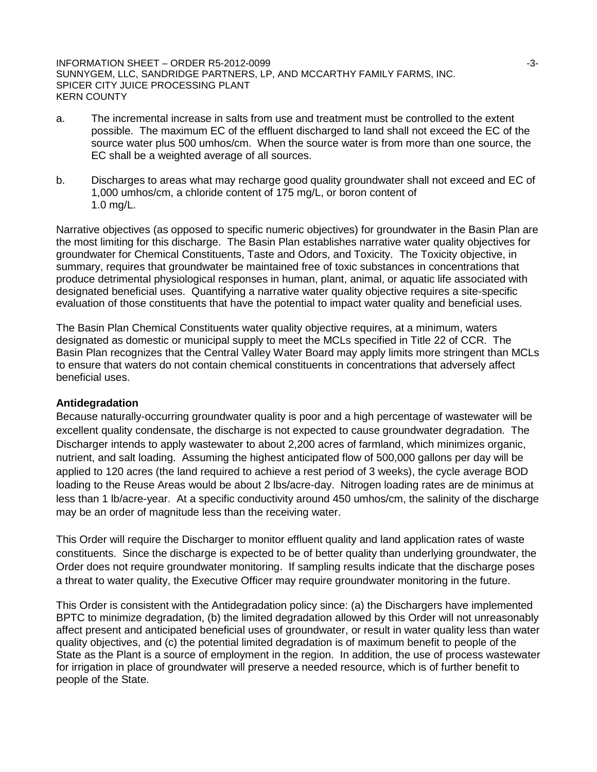a. The incremental increase in salts from use and treatment must be controlled to the extent possible. The maximum EC of the effluent discharged to land shall not exceed the EC of the source water plus 500 umhos/cm. When the source water is from more than one source, the EC shall be a weighted average of all sources.

b. Discharges to areas what may recharge good quality groundwater shall not exceed and EC of 1,000 umhos/cm, a chloride content of 175 mg/L, or boron content of 1.0 mg/L.

Narrative objectives (as opposed to specific numeric objectives) for groundwater in the Basin Plan are the most limiting for this discharge. The Basin Plan establishes narrative water quality objectives for groundwater for Chemical Constituents, Taste and Odors, and Toxicity. The Toxicity objective, in summary, requires that groundwater be maintained free of toxic substances in concentrations that produce detrimental physiological responses in human, plant, animal, or aquatic life associated with designated beneficial uses. Quantifying a narrative water quality objective requires a site-specific evaluation of those constituents that have the potential to impact water quality and beneficial uses.

The Basin Plan Chemical Constituents water quality objective requires, at a minimum, waters designated as domestic or municipal supply to meet the MCLs specified in Title 22 of CCR. The Basin Plan recognizes that the Central Valley Water Board may apply limits more stringent than MCLs to ensure that waters do not contain chemical constituents in concentrations that adversely affect beneficial uses.

**Antidegradation**

Because naturally-occurring groundwater quality is poor and a high percentage of wastewater will be excellent quality condensate, the discharge is not expected to cause groundwater degradation. The Discharger intends to apply wastewater to about 2,200 acres of farmland, which minimizes organic, nutrient, and salt loading. Assuming the highest anticipated flow of 500,000 gallons per day will be applied to 120 acres (the land required to achieve a rest period of 3 weeks), the cycle average BOD loading to the Reuse Areas would be about 2 lbs/acre-day. Nitrogen loading rates are de minimus at less than 1 lb/acre-year. At a specific conductivity around 450 umhos/cm, the salinity of the discharge may be an order of magnitude less than the receiving water.

This Order will require the Discharger to monitor effluent quality and land application rates of waste constituents. Since the discharge is expected to be of better quality than underlying groundwater, the Order does not require groundwater monitoring. If sampling results indicate that the discharge poses a threat to water quality, the Executive Officer may require groundwater monitoring in the future.

This Order is consistent with the Antidegradation policy since: (a) the Dischargers have implemented BPTC to minimize degradation, (b) the limited degradation allowed by this Order will not unreasonably affect present and anticipated beneficial uses of groundwater, or result in water quality less than water quality objectives, and (c) the potential limited degradation is of maximum benefit to people of the State as the Plant is a source of employment in the region. In addition, the use of process wastewater for irrigation in place of groundwater will preserve a needed resource, which is of further benefit to people of the State.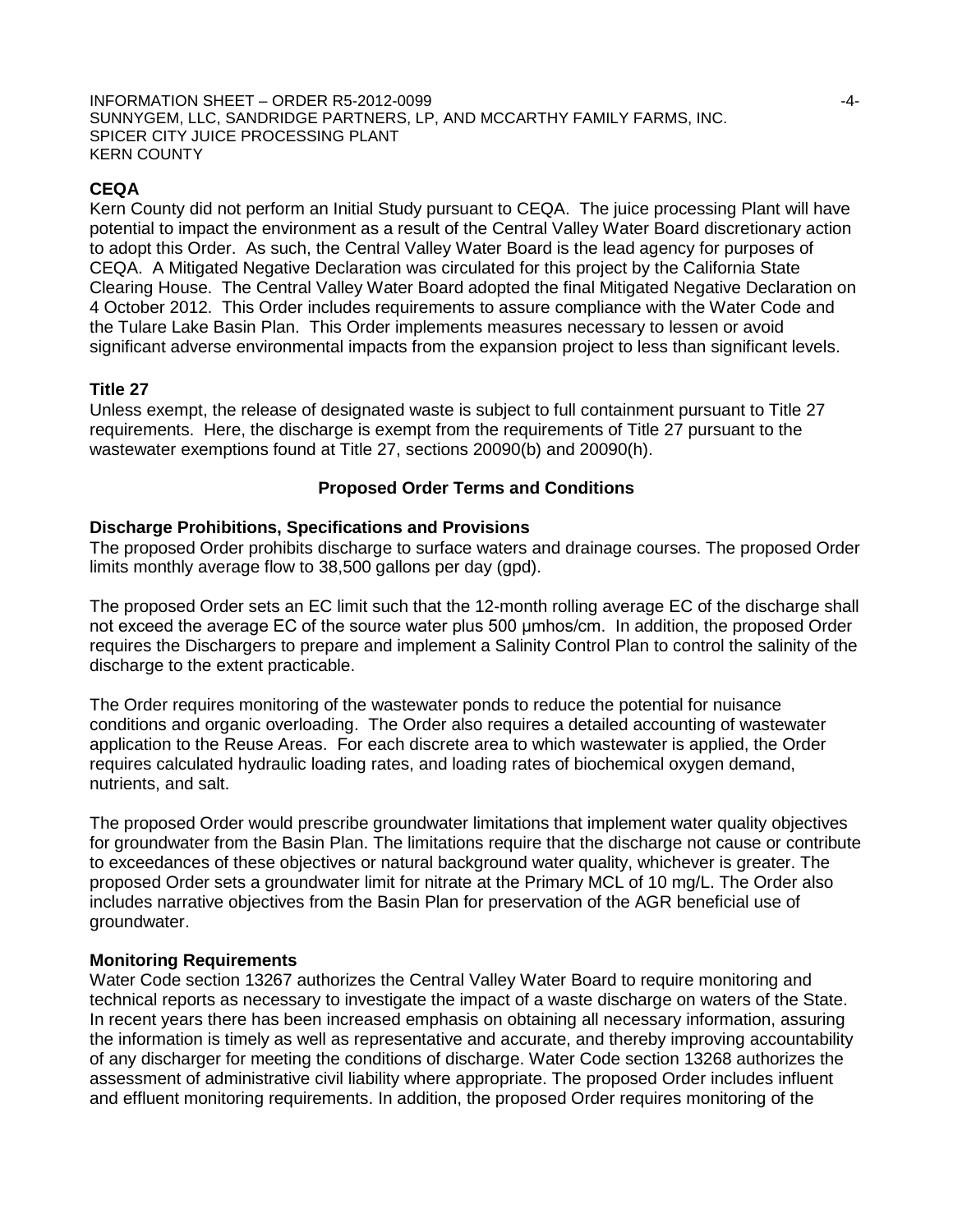**CEQA**

Kern County did not perform an Initial Study pursuant to CEQA. The juice processing Plant will have potential to impact the environment as a result of the Central Valley Water Board discretionary action to adopt this Order. As such, the Central Valley Water Board is the lead agency for purposes of CEQA. A Mitigated Negative Declaration was circulated for this project by the California State Clearing House. The Central Valley Water Board adopted the final Mitigated Negative Declaration on 4 October 2012. This Order includes requirements to assure compliance with the Water Code and the Tulare Lake Basin Plan. This Order implements measures necessary to lessen or avoid significant adverse environmental impacts from the expansion project to less than significant levels.

**Title 27**

Unless exempt, the release of designated waste is subject to full containment pursuant to Title 27 requirements. Here, the discharge is exempt from the requirements of Title 27 pursuant to the wastewater exemptions found at Title 27, sections 20090(b) and 20090(h).

## Proposed Order Terms and Conditions

**Discharge Prohibitions, Specifications and Provisions**

The proposed Order prohibits discharge to surface waters and drainage courses. The proposed Order limits monthly average flow to 38,500 gallons per day (gpd).

The proposed Order sets an EC limit such that the 12-month rolling average EC of the discharge shall not exceed the average EC of the source water plus 500 μmhos/cm. In addition, the proposed Order requires the Dischargers to prepare and implement a Salinity Control Plan to control the salinity of the discharge to the extent practicable.

The Order requires monitoring of the wastewater ponds to reduce the potential for nuisance conditions and organic overloading. The Order also requires a detailed accounting of wastewater application to the Reuse Areas. For each discrete area to which wastewater is applied, the Order requires calculated hydraulic loading rates, and loading rates of biochemical oxygen demand, nutrients, and salt.

The proposed Order would prescribe groundwater limitations that implement water quality objectives for groundwater from the Basin Plan. The limitations require that the discharge not cause or contribute to exceedances of these objectives or natural background water quality, whichever is greater. The proposed Order sets a groundwater limit for nitrate at the Primary MCL of 10 mg/L. The Order also includes narrative objectives from the Basin Plan for preservation of the AGR beneficial use of groundwater.

**Monitoring Requirements**

Water Code section 13267 authorizes the Central Valley Water Board to require monitoring and technical reports as necessary to investigate the impact of a waste discharge on waters of the State. In recent years there has been increased emphasis on obtaining all necessary information, assuring the information is timely as well as representative and accurate, and thereby improving accountability of any discharger for meeting the conditions of discharge. Water Code section 13268 authorizes the assessment of administrative civil liability where appropriate. The proposed Order includes influent and effluent monitoring requirements. In addition, the proposed Order requires monitoring of the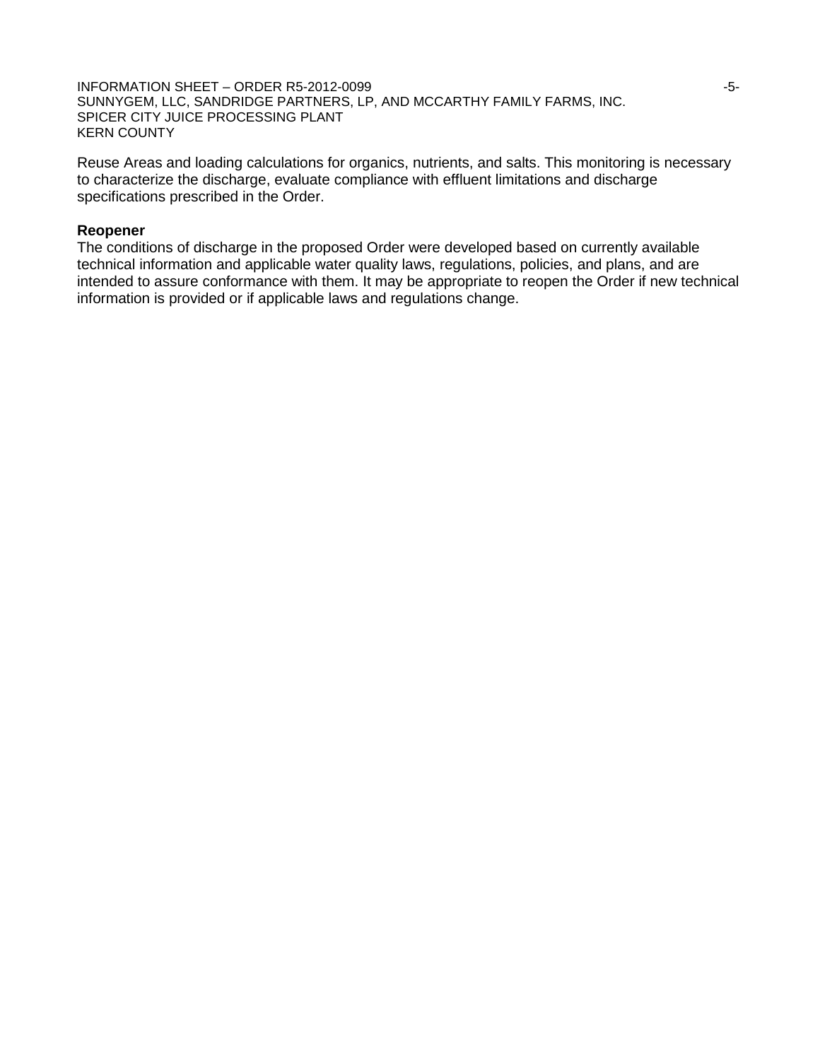Reuse Areas and loading calculations for organics, nutrients, and salts. This monitoring is necessary to characterize the discharge, evaluate compliance with effluent limitations and discharge specifications prescribed in the Order.

**Reopener**

The conditions of discharge in the proposed Order were developed based on currently available technical information and applicable water quality laws, regulations, policies, and plans, and are intended to assure conformance with them. It may be appropriate to reopen the Order if new technical information is provided or if applicable laws and regulations change.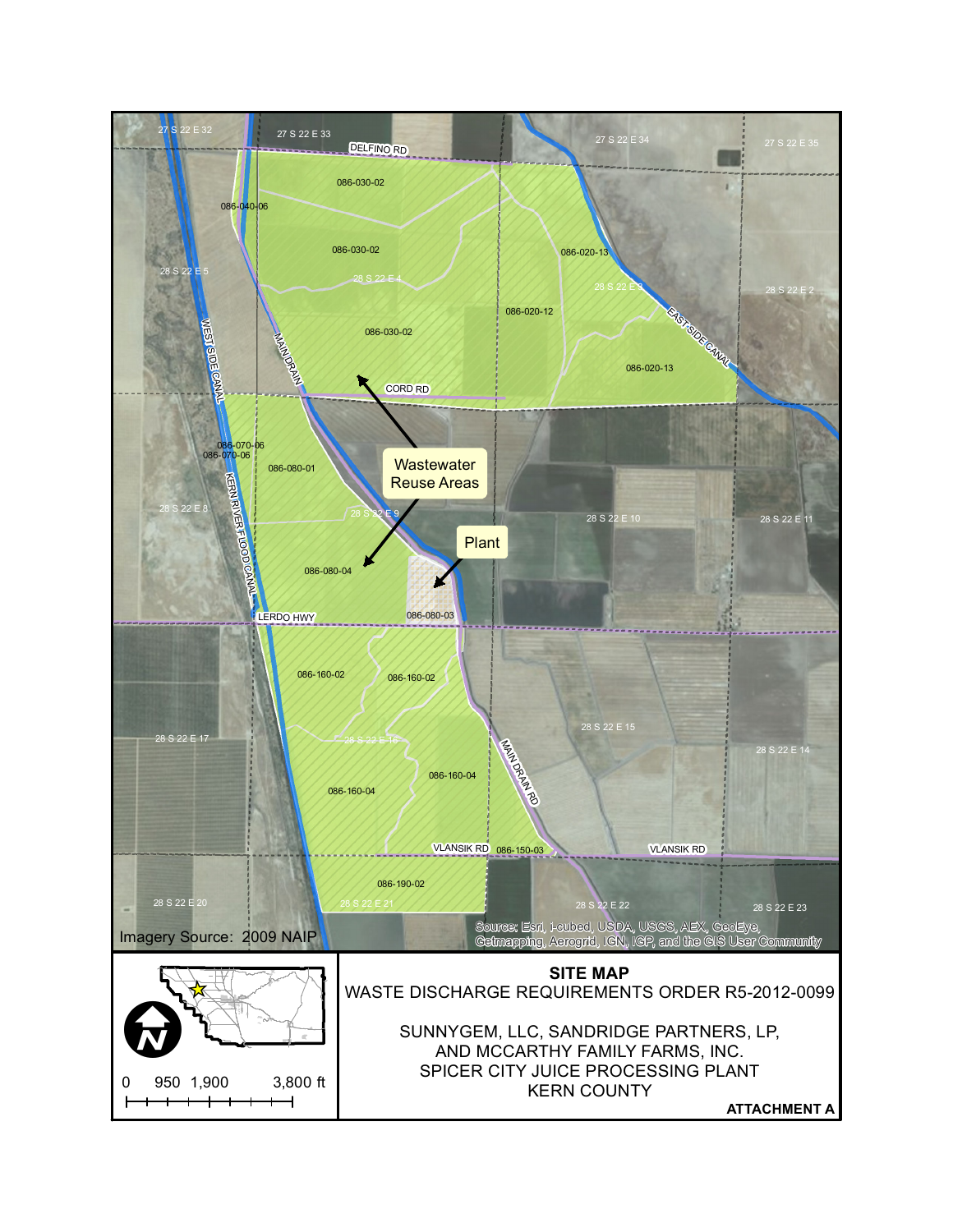27 S 22 E 32
27 S 22 E 33
DELFINO RD
27 S 22 E 34
27 S 22 E 35
086-030-02
086-040-06
086-030-02
086-020-13
28 S 22 E 5
28 S 22 E 4
28 S 22 E 3
28 S 22 E 2
WEST SIDE CANAL
MAIN DRAIN
086-030-02
086-020-12
EAST SIDE CANAL
086-020-13
CORD RD
086-070-06
086-070-06
086-080-01
Wastewater Reuse Areas
28 S 22 E 8
28 S 22 E 9
28 S 22 E 10
28 S 22 E 11
Plant
KERN RIVER FLOOD CANAL
086-080-04
LERDO HWY
086-080-03
086-160-02
086-160-02
28 S 22 E 15
28 S 22 E 17
28 S 22 E 16
28 S 22 E 14
MAIN DRAIN RD
086-160-04
086-160-04
VLANSIK RD
086-150-03
VLANSIK RD
086-190-02
28 S 22 E 20
28 S 22 E 21
28 S 22 E 22
28 S 22 E 23
Imagery Source: 2009 NAIP
Source: Esri, i-cubed, USDA, USGS, AEX, GeoEye, Getmapping, Aerogrid, IGN, IGP, and the GIS User Community

0 950 1,900 3,800 ft

**SITE MAP**
WASTE DISCHARGE REQUIREMENTS ORDER R5-2012-0099

SUNNYGEM, LLC, SANDRIDGE PARTNERS, LP,
AND MCCARTHY FAMILY FARMS, INC.
SPICER CITY JUICE PROCESSING PLANT
KERN COUNTY

**ATTACHMENT A**